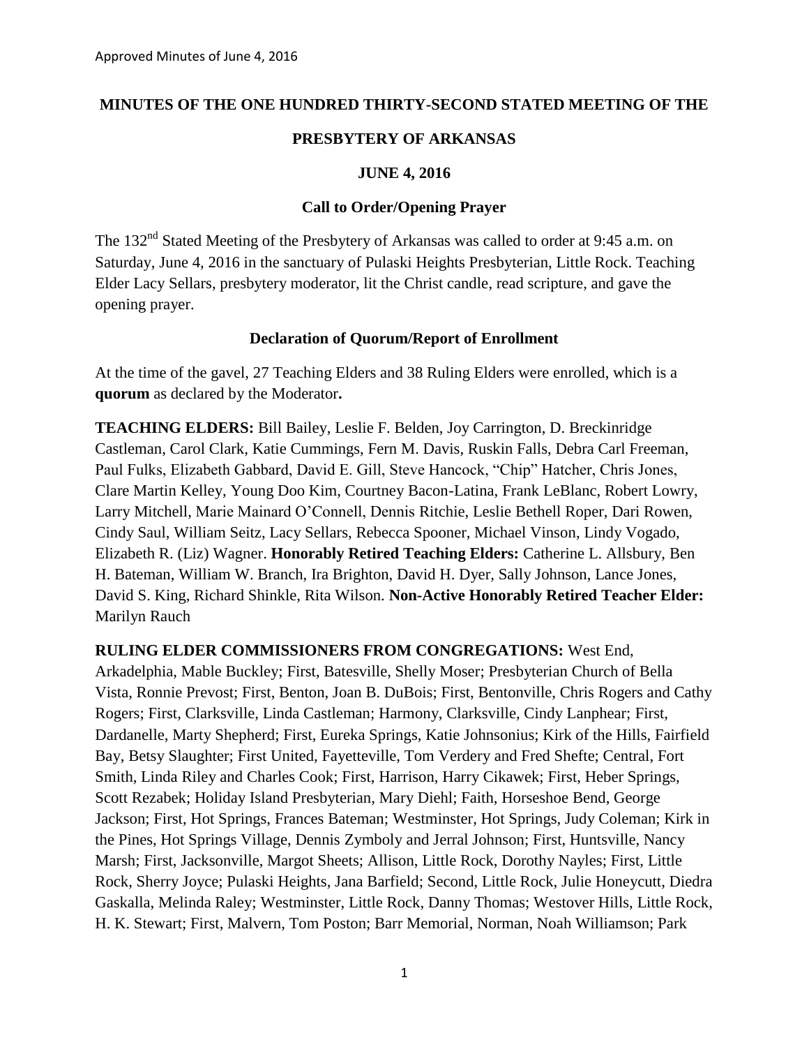# MINUTES OF THE ONE HUNDRED THIRTY-SECOND STATED MEETING OF THE PRESBYTERY OF ARKANSAS

## JUNE 4, 2016

### Call to Order/Opening Prayer

The 132nd Stated Meeting of the Presbytery of Arkansas was called to order at 9:45 a.m. on Saturday, June 4, 2016 in the sanctuary of Pulaski Heights Presbyterian, Little Rock. Teaching Elder Lacy Sellars, presbytery moderator, lit the Christ candle, read scripture, and gave the opening prayer.

### Declaration of Quorum/Report of Enrollment

At the time of the gavel, 27 Teaching Elders and 38 Ruling Elders were enrolled, which is a **quorum** as declared by the Moderator**.**

**TEACHING ELDERS:** Bill Bailey, Leslie F. Belden, Joy Carrington, D. Breckinridge Castleman, Carol Clark, Katie Cummings, Fern M. Davis, Ruskin Falls, Debra Carl Freeman, Paul Fulks, Elizabeth Gabbard, David E. Gill, Steve Hancock, "Chip" Hatcher, Chris Jones, Clare Martin Kelley, Young Doo Kim, Courtney Bacon-Latina, Frank LeBlanc, Robert Lowry, Larry Mitchell, Marie Mainard O'Connell, Dennis Ritchie, Leslie Bethell Roper, Dari Rowen, Cindy Saul, William Seitz, Lacy Sellars, Rebecca Spooner, Michael Vinson, Lindy Vogado, Elizabeth R. (Liz) Wagner. **Honorably Retired Teaching Elders:** Catherine L. Allsbury, Ben H. Bateman, William W. Branch, Ira Brighton, David H. Dyer, Sally Johnson, Lance Jones, David S. King, Richard Shinkle, Rita Wilson. **Non-Active Honorably Retired Teacher Elder:** Marilyn Rauch

**RULING ELDER COMMISSIONERS FROM CONGREGATIONS:** West End, Arkadelphia, Mable Buckley; First, Batesville, Shelly Moser; Presbyterian Church of Bella Vista, Ronnie Prevost; First, Benton, Joan B. DuBois; First, Bentonville, Chris Rogers and Cathy Rogers; First, Clarksville, Linda Castleman; Harmony, Clarksville, Cindy Lanphear; First, Dardanelle, Marty Shepherd; First, Eureka Springs, Katie Johnsonius; Kirk of the Hills, Fairfield Bay, Betsy Slaughter; First United, Fayetteville, Tom Verdery and Fred Shefte; Central, Fort Smith, Linda Riley and Charles Cook; First, Harrison, Harry Cikawek; First, Heber Springs, Scott Rezabek; Holiday Island Presbyterian, Mary Diehl; Faith, Horseshoe Bend, George Jackson; First, Hot Springs, Frances Bateman; Westminster, Hot Springs, Judy Coleman; Kirk in the Pines, Hot Springs Village, Dennis Zymboly and Jerral Johnson; First, Huntsville, Nancy Marsh; First, Jacksonville, Margot Sheets; Allison, Little Rock, Dorothy Nayles; First, Little Rock, Sherry Joyce; Pulaski Heights, Jana Barfield; Second, Little Rock, Julie Honeycutt, Diedra Gaskalla, Melinda Raley; Westminster, Little Rock, Danny Thomas; Westover Hills, Little Rock, H. K. Stewart; First, Malvern, Tom Poston; Barr Memorial, Norman, Noah Williamson; Park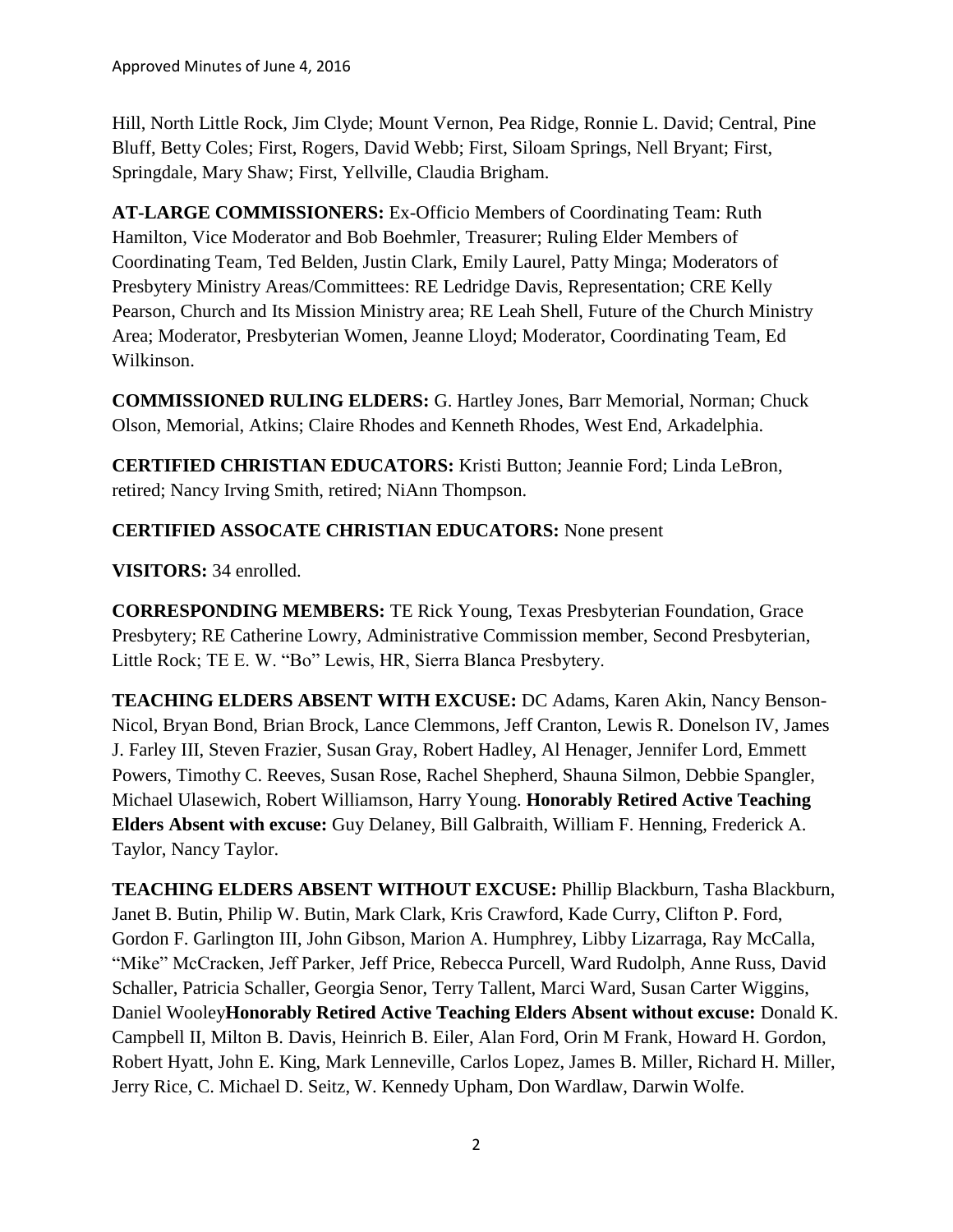Hill, North Little Rock, Jim Clyde; Mount Vernon, Pea Ridge, Ronnie L. David; Central, Pine Bluff, Betty Coles; First, Rogers, David Webb; First, Siloam Springs, Nell Bryant; First, Springdale, Mary Shaw; First, Yellville, Claudia Brigham.

**AT-LARGE COMMISSIONERS:** Ex-Officio Members of Coordinating Team: Ruth Hamilton, Vice Moderator and Bob Boehmler, Treasurer; Ruling Elder Members of Coordinating Team, Ted Belden, Justin Clark, Emily Laurel, Patty Minga; Moderators of Presbytery Ministry Areas/Committees: RE Ledridge Davis, Representation; CRE Kelly Pearson, Church and Its Mission Ministry area; RE Leah Shell, Future of the Church Ministry Area; Moderator, Presbyterian Women, Jeanne Lloyd; Moderator, Coordinating Team, Ed Wilkinson.

**COMMISSIONED RULING ELDERS:** G. Hartley Jones, Barr Memorial, Norman; Chuck Olson, Memorial, Atkins; Claire Rhodes and Kenneth Rhodes, West End, Arkadelphia.

**CERTIFIED CHRISTIAN EDUCATORS:** Kristi Button; Jeannie Ford; Linda LeBron, retired; Nancy Irving Smith, retired; NiAnn Thompson.

**CERTIFIED ASSOCATE CHRISTIAN EDUCATORS:** None present

**VISITORS:** 34 enrolled.

**CORRESPONDING MEMBERS:** TE Rick Young, Texas Presbyterian Foundation, Grace Presbytery; RE Catherine Lowry, Administrative Commission member, Second Presbyterian, Little Rock; TE E. W. "Bo" Lewis, HR, Sierra Blanca Presbytery.

**TEACHING ELDERS ABSENT WITH EXCUSE:** DC Adams, Karen Akin, Nancy Benson-Nicol, Bryan Bond, Brian Brock, Lance Clemmons, Jeff Cranton, Lewis R. Donelson IV, James J. Farley III, Steven Frazier, Susan Gray, Robert Hadley, Al Henager, Jennifer Lord, Emmett Powers, Timothy C. Reeves, Susan Rose, Rachel Shepherd, Shauna Silmon, Debbie Spangler, Michael Ulasewich, Robert Williamson, Harry Young. **Honorably Retired Active Teaching Elders Absent with excuse:** Guy Delaney, Bill Galbraith, William F. Henning, Frederick A. Taylor, Nancy Taylor.

**TEACHING ELDERS ABSENT WITHOUT EXCUSE:** Phillip Blackburn, Tasha Blackburn, Janet B. Butin, Philip W. Butin, Mark Clark, Kris Crawford, Kade Curry, Clifton P. Ford, Gordon F. Garlington III, John Gibson, Marion A. Humphrey, Libby Lizarraga, Ray McCalla, "Mike" McCracken, Jeff Parker, Jeff Price, Rebecca Purcell, Ward Rudolph, Anne Russ, David Schaller, Patricia Schaller, Georgia Senor, Terry Tallent, Marci Ward, Susan Carter Wiggins, Daniel Wooley**Honorably Retired Active Teaching Elders Absent without excuse:** Donald K. Campbell II, Milton B. Davis, Heinrich B. Eiler, Alan Ford, Orin M Frank, Howard H. Gordon, Robert Hyatt, John E. King, Mark Lenneville, Carlos Lopez, James B. Miller, Richard H. Miller, Jerry Rice, C. Michael D. Seitz, W. Kennedy Upham, Don Wardlaw, Darwin Wolfe.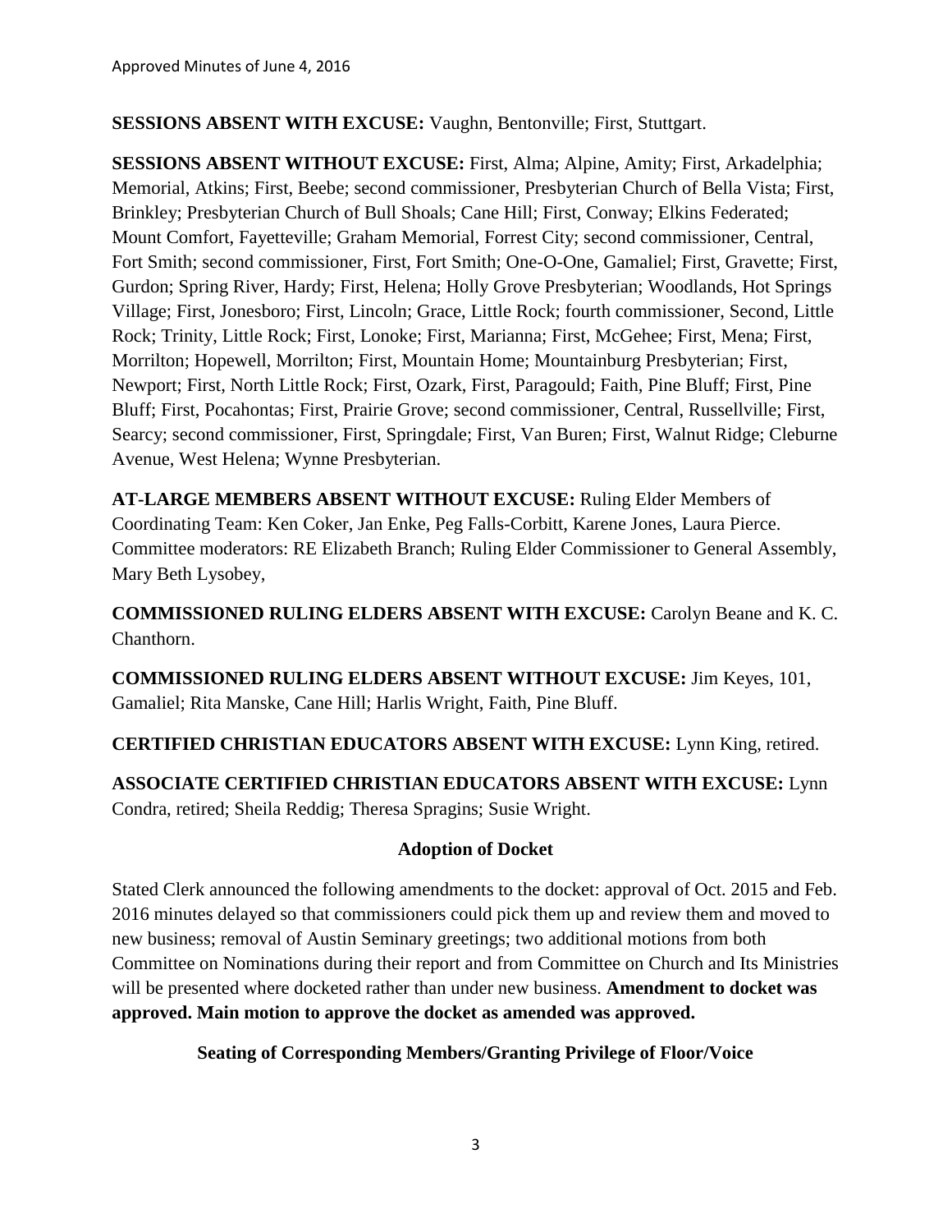**SESSIONS ABSENT WITH EXCUSE:** Vaughn, Bentonville; First, Stuttgart.

**SESSIONS ABSENT WITHOUT EXCUSE:** First, Alma; Alpine, Amity; First, Arkadelphia; Memorial, Atkins; First, Beebe; second commissioner, Presbyterian Church of Bella Vista; First, Brinkley; Presbyterian Church of Bull Shoals; Cane Hill; First, Conway; Elkins Federated; Mount Comfort, Fayetteville; Graham Memorial, Forrest City; second commissioner, Central, Fort Smith; second commissioner, First, Fort Smith; One-O-One, Gamaliel; First, Gravette; First, Gurdon; Spring River, Hardy; First, Helena; Holly Grove Presbyterian; Woodlands, Hot Springs Village; First, Jonesboro; First, Lincoln; Grace, Little Rock; fourth commissioner, Second, Little Rock; Trinity, Little Rock; First, Lonoke; First, Marianna; First, McGehee; First, Mena; First, Morrilton; Hopewell, Morrilton; First, Mountain Home; Mountainburg Presbyterian; First, Newport; First, North Little Rock; First, Ozark, First, Paragould; Faith, Pine Bluff; First, Pine Bluff; First, Pocahontas; First, Prairie Grove; second commissioner, Central, Russellville; First, Searcy; second commissioner, First, Springdale; First, Van Buren; First, Walnut Ridge; Cleburne Avenue, West Helena; Wynne Presbyterian.

**AT-LARGE MEMBERS ABSENT WITHOUT EXCUSE:** Ruling Elder Members of Coordinating Team: Ken Coker, Jan Enke, Peg Falls-Corbitt, Karene Jones, Laura Pierce. Committee moderators: RE Elizabeth Branch; Ruling Elder Commissioner to General Assembly, Mary Beth Lysobey,

**COMMISSIONED RULING ELDERS ABSENT WITH EXCUSE:** Carolyn Beane and K. C. Chanthorn.

**COMMISSIONED RULING ELDERS ABSENT WITHOUT EXCUSE:** Jim Keyes, 101, Gamaliel; Rita Manske, Cane Hill; Harlis Wright, Faith, Pine Bluff.

**CERTIFIED CHRISTIAN EDUCATORS ABSENT WITH EXCUSE:** Lynn King, retired.

**ASSOCIATE CERTIFIED CHRISTIAN EDUCATORS ABSENT WITH EXCUSE:** Lynn Condra, retired; Sheila Reddig; Theresa Spragins; Susie Wright.

## Adoption of Docket

Stated Clerk announced the following amendments to the docket: approval of Oct. 2015 and Feb. 2016 minutes delayed so that commissioners could pick them up and review them and moved to new business; removal of Austin Seminary greetings; two additional motions from both Committee on Nominations during their report and from Committee on Church and Its Ministries will be presented where docketed rather than under new business. **Amendment to docket was approved. Main motion to approve the docket as amended was approved.**

## Seating of Corresponding Members/Granting Privilege of Floor/Voice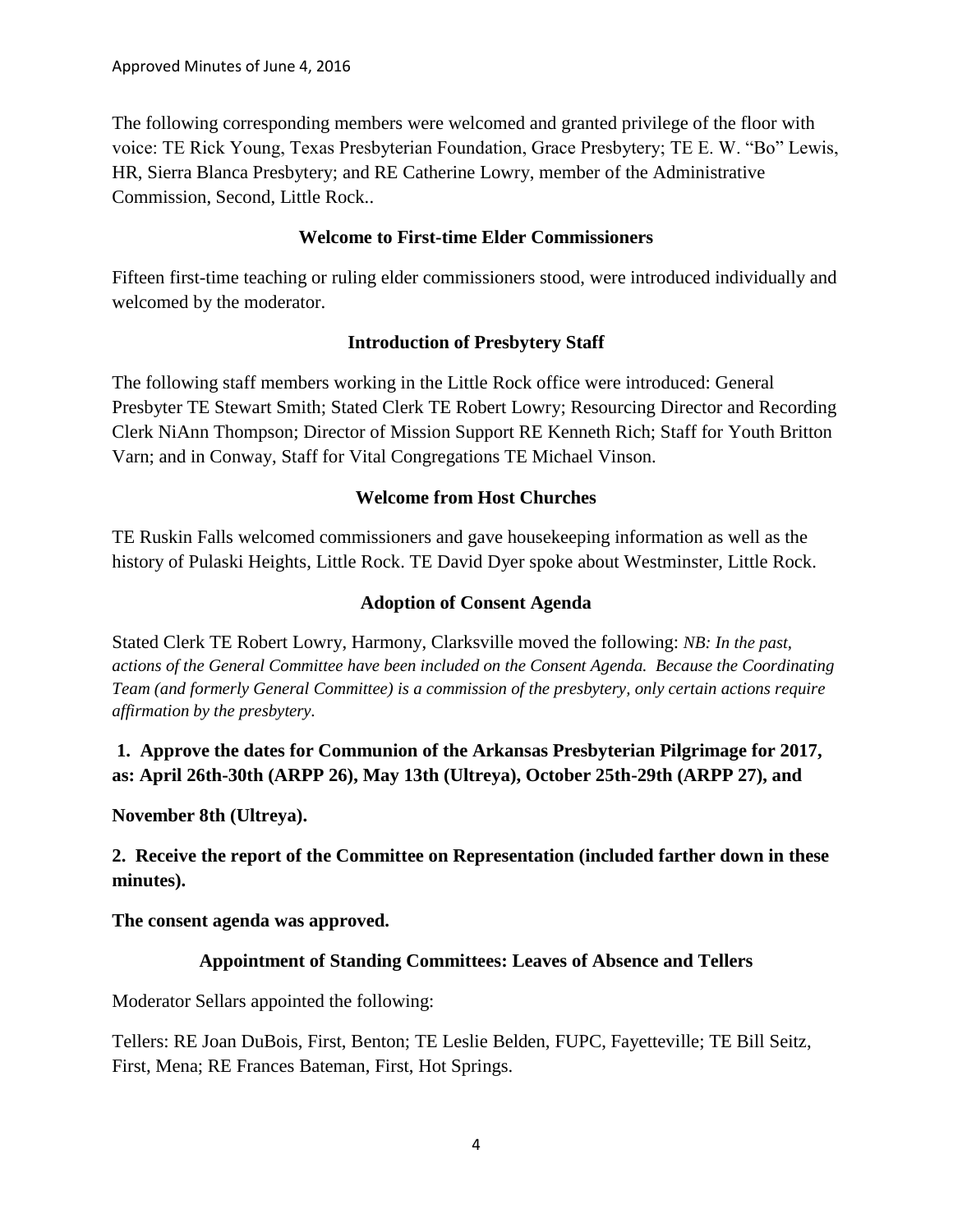The following corresponding members were welcomed and granted privilege of the floor with voice: TE Rick Young, Texas Presbyterian Foundation, Grace Presbytery; TE E. W. "Bo" Lewis, HR, Sierra Blanca Presbytery; and RE Catherine Lowry, member of the Administrative Commission, Second, Little Rock..

**Welcome to First-time Elder Commissioners**

Fifteen first-time teaching or ruling elder commissioners stood, were introduced individually and welcomed by the moderator.

**Introduction of Presbytery Staff**

The following staff members working in the Little Rock office were introduced: General Presbyter TE Stewart Smith; Stated Clerk TE Robert Lowry; Resourcing Director and Recording Clerk NiAnn Thompson; Director of Mission Support RE Kenneth Rich; Staff for Youth Britton Varn; and in Conway, Staff for Vital Congregations TE Michael Vinson.

**Welcome from Host Churches**

TE Ruskin Falls welcomed commissioners and gave housekeeping information as well as the history of Pulaski Heights, Little Rock. TE David Dyer spoke about Westminster, Little Rock.

**Adoption of Consent Agenda**

Stated Clerk TE Robert Lowry, Harmony, Clarksville moved the following: *NB: In the past, actions of the General Committee have been included on the Consent Agenda. Because the Coordinating Team (and formerly General Committee) is a commission of the presbytery, only certain actions require affirmation by the presbytery.*

**1. Approve the dates for Communion of the Arkansas Presbyterian Pilgrimage for 2017, as: April 26th-30th (ARPP 26), May 13th (Ultreya), October 25th-29th (ARPP 27), and November 8th (Ultreya).**

**2. Receive the report of the Committee on Representation (included farther down in these minutes).**

**The consent agenda was approved.**

**Appointment of Standing Committees: Leaves of Absence and Tellers**

Moderator Sellars appointed the following:

Tellers: RE Joan DuBois, First, Benton; TE Leslie Belden, FUPC, Fayetteville; TE Bill Seitz, First, Mena; RE Frances Bateman, First, Hot Springs.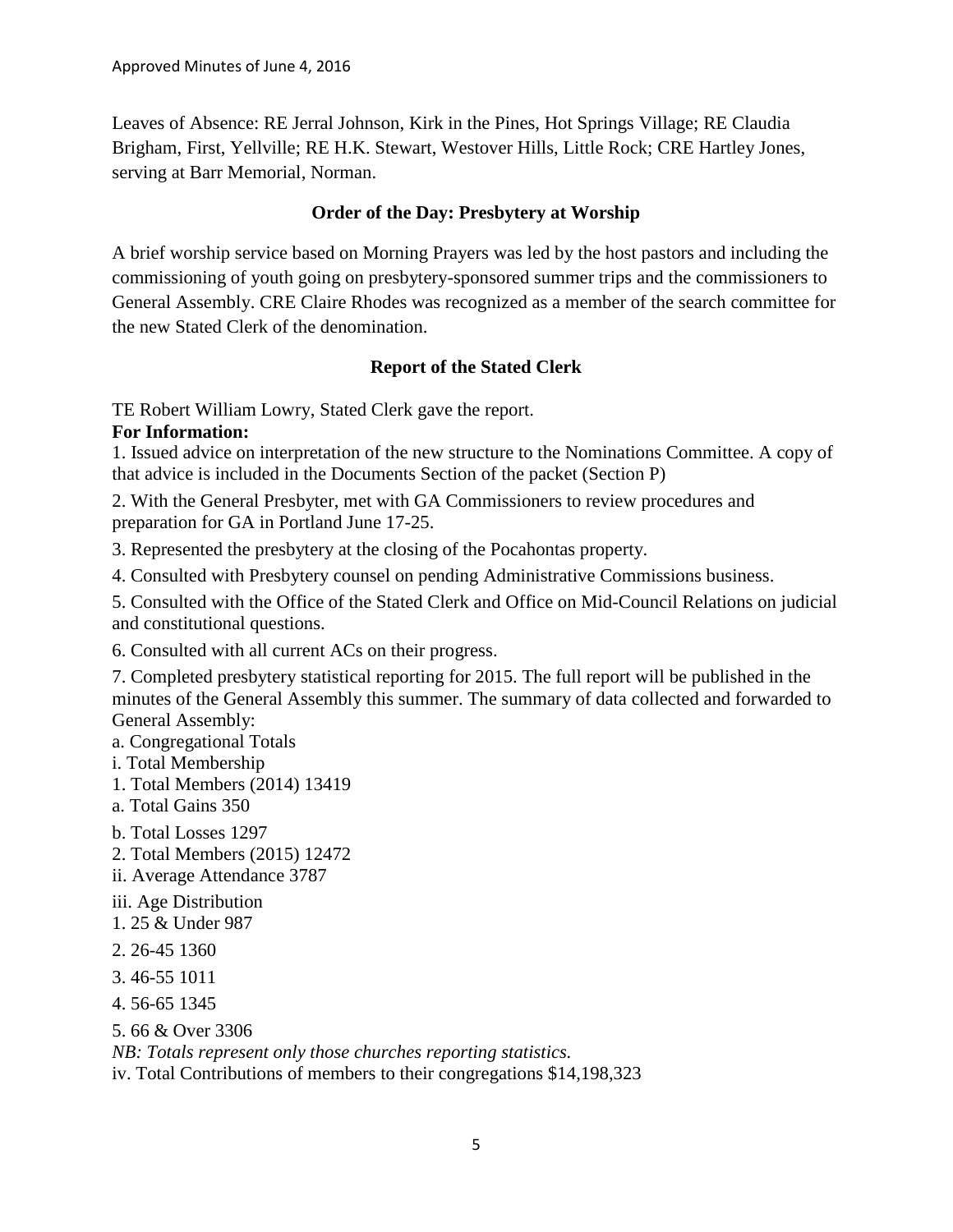Leaves of Absence: RE Jerral Johnson, Kirk in the Pines, Hot Springs Village; RE Claudia Brigham, First, Yellville; RE H.K. Stewart, Westover Hills, Little Rock; CRE Hartley Jones, serving at Barr Memorial, Norman.

### Order of the Day: Presbytery at Worship

A brief worship service based on Morning Prayers was led by the host pastors and including the commissioning of youth going on presbytery-sponsored summer trips and the commissioners to General Assembly. CRE Claire Rhodes was recognized as a member of the search committee for the new Stated Clerk of the denomination.

### Report of the Stated Clerk

TE Robert William Lowry, Stated Clerk gave the report.

**For Information:**

1. Issued advice on interpretation of the new structure to the Nominations Committee. A copy of that advice is included in the Documents Section of the packet (Section P)

2. With the General Presbyter, met with GA Commissioners to review procedures and preparation for GA in Portland June 17-25.

3. Represented the presbytery at the closing of the Pocahontas property.

4. Consulted with Presbytery counsel on pending Administrative Commissions business.

5. Consulted with the Office of the Stated Clerk and Office on Mid-Council Relations on judicial and constitutional questions.

6. Consulted with all current ACs on their progress.

7. Completed presbytery statistical reporting for 2015. The full report will be published in the minutes of the General Assembly this summer. The summary of data collected and forwarded to General Assembly:

a. Congregational Totals

i. Total Membership

1. Total Members (2014) 13419

a. Total Gains 350

b. Total Losses 1297

2. Total Members (2015) 12472

ii. Average Attendance 3787

iii. Age Distribution

1. 25 & Under 987

2. 26-45 1360

3. 46-55 1011

4. 56-65 1345

5. 66 & Over 3306

*NB: Totals represent only those churches reporting statistics.*

iv. Total Contributions of members to their congregations $14,198,323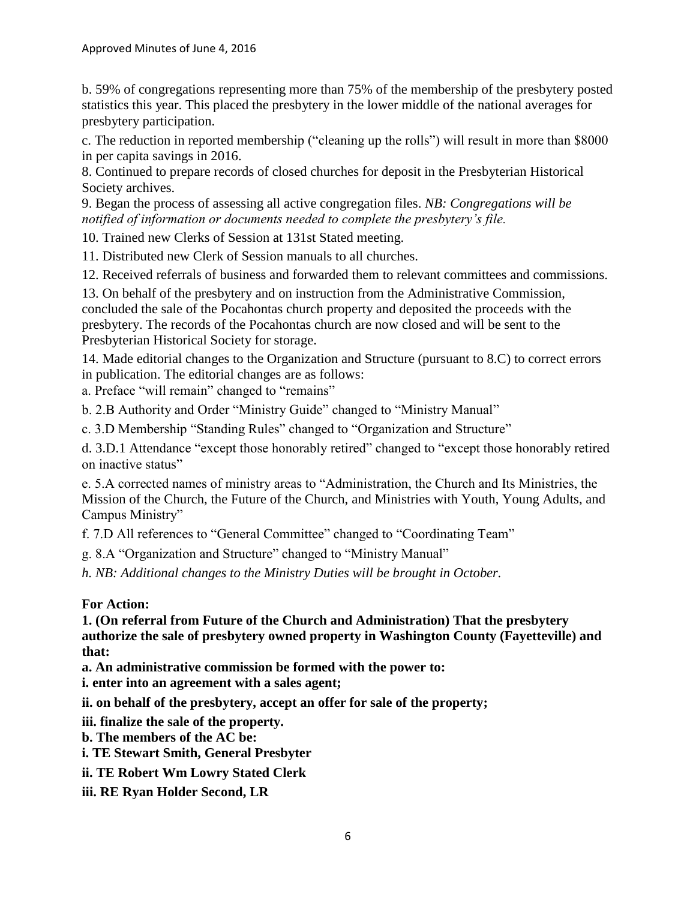b. 59% of congregations representing more than 75% of the membership of the presbytery posted statistics this year. This placed the presbytery in the lower middle of the national averages for presbytery participation.

c. The reduction in reported membership ("cleaning up the rolls") will result in more than $8000 in per capita savings in 2016.

8. Continued to prepare records of closed churches for deposit in the Presbyterian Historical Society archives.

9. Began the process of assessing all active congregation files. *NB: Congregations will be notified of information or documents needed to complete the presbytery's file.*

10. Trained new Clerks of Session at 131st Stated meeting.

11. Distributed new Clerk of Session manuals to all churches.

12. Received referrals of business and forwarded them to relevant committees and commissions.

13. On behalf of the presbytery and on instruction from the Administrative Commission, concluded the sale of the Pocahontas church property and deposited the proceeds with the presbytery. The records of the Pocahontas church are now closed and will be sent to the Presbyterian Historical Society for storage.

14. Made editorial changes to the Organization and Structure (pursuant to 8.C) to correct errors in publication. The editorial changes are as follows:

a. Preface "will remain" changed to "remains"

b. 2.B Authority and Order "Ministry Guide" changed to "Ministry Manual"

c. 3.D Membership "Standing Rules" changed to "Organization and Structure"

d. 3.D.1 Attendance "except those honorably retired" changed to "except those honorably retired on inactive status"

e. 5.A corrected names of ministry areas to "Administration, the Church and Its Ministries, the Mission of the Church, the Future of the Church, and Ministries with Youth, Young Adults, and Campus Ministry"

f. 7.D All references to "General Committee" changed to "Coordinating Team"

g. 8.A "Organization and Structure" changed to "Ministry Manual"

*h. NB: Additional changes to the Ministry Duties will be brought in October.*

**For Action:**

**1. (On referral from Future of the Church and Administration) That the presbytery authorize the sale of presbytery owned property in Washington County (Fayetteville) and that:**

**a. An administrative commission be formed with the power to:**

**i. enter into an agreement with a sales agent;**

**ii. on behalf of the presbytery, accept an offer for sale of the property;**

**iii. finalize the sale of the property.**

**b. The members of the AC be:**

**i. TE Stewart Smith, General Presbyter**

**ii. TE Robert Wm Lowry Stated Clerk**

**iii. RE Ryan Holder Second, LR**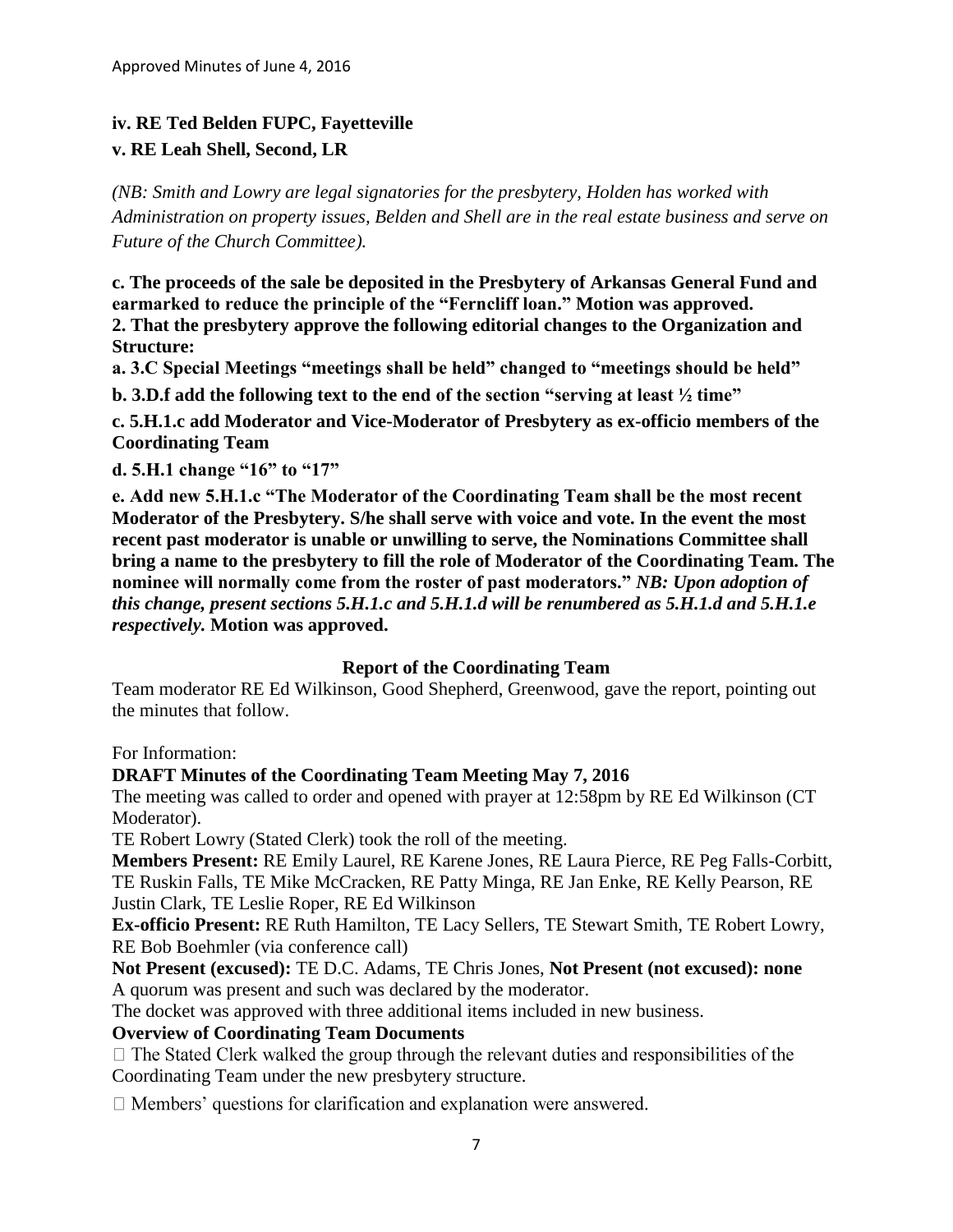**iv. RE Ted Belden FUPC, Fayetteville**

**v. RE Leah Shell, Second, LR**

*(NB: Smith and Lowry are legal signatories for the presbytery, Holden has worked with Administration on property issues, Belden and Shell are in the real estate business and serve on Future of the Church Committee).*

**c. The proceeds of the sale be deposited in the Presbytery of Arkansas General Fund and earmarked to reduce the principle of the "Ferncliff loan." Motion was approved.**

**2. That the presbytery approve the following editorial changes to the Organization and Structure:**

**a. 3.C Special Meetings "meetings shall be held" changed to "meetings should be held"**

**b. 3.D.f add the following text to the end of the section "serving at least ½ time"**

**c. 5.H.1.c add Moderator and Vice-Moderator of Presbytery as ex-officio members of the Coordinating Team**

**d. 5.H.1 change "16" to "17"**

**e. Add new 5.H.1.c "The Moderator of the Coordinating Team shall be the most recent Moderator of the Presbytery. S/he shall serve with voice and vote. In the event the most recent past moderator is unable or unwilling to serve, the Nominations Committee shall bring a name to the presbytery to fill the role of Moderator of the Coordinating Team. The nominee will normally come from the roster of past moderators."** ***NB: Upon adoption of this change, present sections 5.H.1.c and 5.H.1.d will be renumbered as 5.H.1.d and 5.H.1.e respectively.*** **Motion was approved.**

## Report of the Coordinating Team

Team moderator RE Ed Wilkinson, Good Shepherd, Greenwood, gave the report, pointing out the minutes that follow.

For Information:

**DRAFT Minutes of the Coordinating Team Meeting May 7, 2016**

The meeting was called to order and opened with prayer at 12:58pm by RE Ed Wilkinson (CT Moderator).

TE Robert Lowry (Stated Clerk) took the roll of the meeting.

**Members Present:** RE Emily Laurel, RE Karene Jones, RE Laura Pierce, RE Peg Falls-Corbitt, TE Ruskin Falls, TE Mike McCracken, RE Patty Minga, RE Jan Enke, RE Kelly Pearson, RE Justin Clark, TE Leslie Roper, RE Ed Wilkinson

**Ex-officio Present:** RE Ruth Hamilton, TE Lacy Sellers, TE Stewart Smith, TE Robert Lowry, RE Bob Boehmler (via conference call)

**Not Present (excused):** TE D.C. Adams, TE Chris Jones, **Not Present (not excused): none**

A quorum was present and such was declared by the moderator.

The docket was approved with three additional items included in new business.

**Overview of Coordinating Team Documents**

- The Stated Clerk walked the group through the relevant duties and responsibilities of the Coordinating Team under the new presbytery structure.
- Members' questions for clarification and explanation were answered.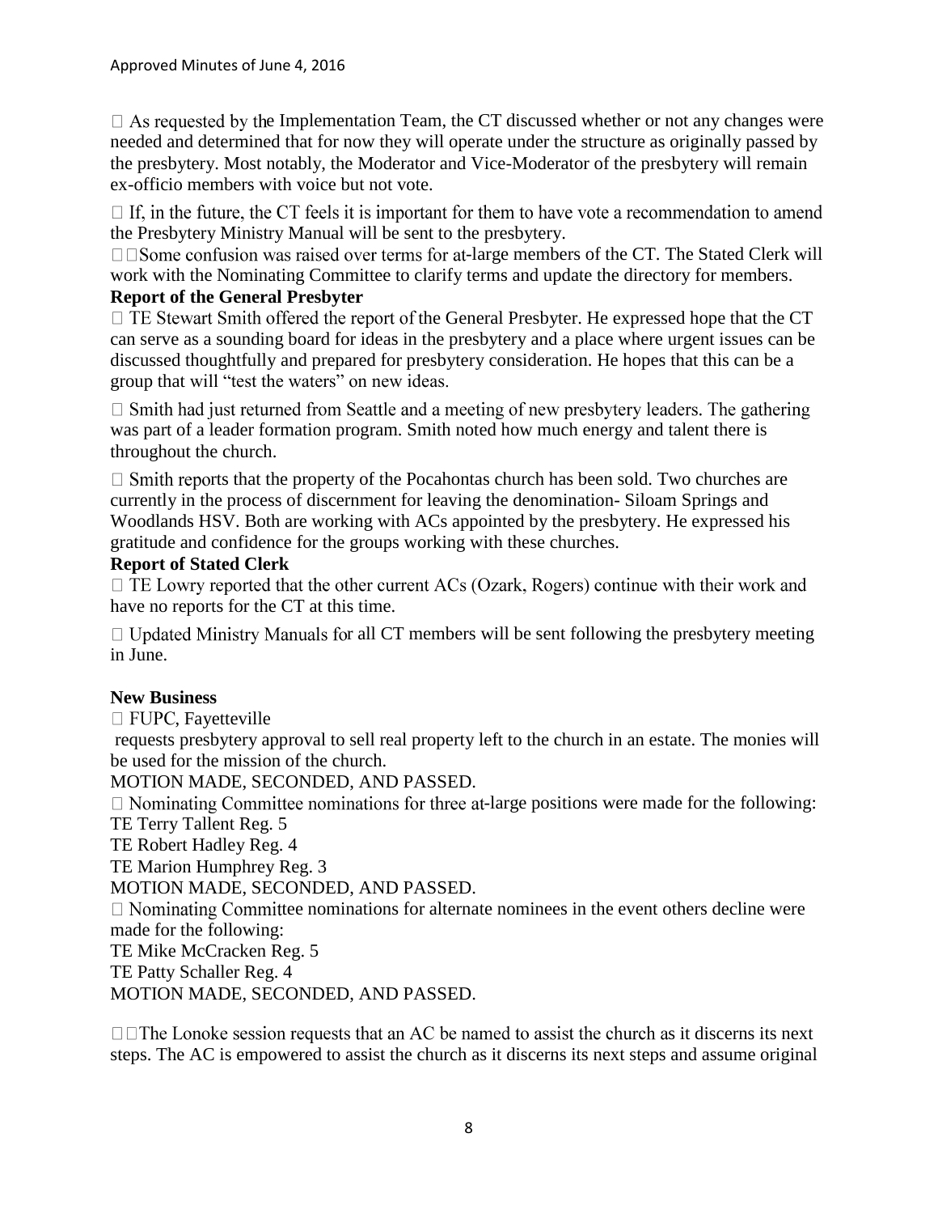- As requested by the Implementation Team, the CT discussed whether or not any changes were needed and determined that for now they will operate under the structure as originally passed by the presbytery. Most notably, the Moderator and Vice-Moderator of the presbytery will remain ex-officio members with voice but not vote.

- If, in the future, the CT feels it is important for them to have vote a recommendation to amend the Presbytery Ministry Manual will be sent to the presbytery.
- Some confusion was raised over terms for at-large members of the CT. The Stated Clerk will work with the Nominating Committee to clarify terms and update the directory for members.

**Report of the General Presbyter**

- TE Stewart Smith offered the report of the General Presbyter. He expressed hope that the CT can serve as a sounding board for ideas in the presbytery and a place where urgent issues can be discussed thoughtfully and prepared for presbytery consideration. He hopes that this can be a group that will "test the waters" on new ideas.

- Smith had just returned from Seattle and a meeting of new presbytery leaders. The gathering was part of a leader formation program. Smith noted how much energy and talent there is throughout the church.

- Smith reports that the property of the Pocahontas church has been sold. Two churches are currently in the process of discernment for leaving the denomination- Siloam Springs and Woodlands HSV. Both are working with ACs appointed by the presbytery. He expressed his gratitude and confidence for the groups working with these churches.

**Report of Stated Clerk**

- TE Lowry reported that the other current ACs (Ozark, Rogers) continue with their work and have no reports for the CT at this time.

- Updated Ministry Manuals for all CT members will be sent following the presbytery meeting in June.

**New Business**

- FUPC, Fayetteville

requests presbytery approval to sell real property left to the church in an estate. The monies will be used for the mission of the church.

MOTION MADE, SECONDED, AND PASSED.

- Nominating Committee nominations for three at-large positions were made for the following:

TE Terry Tallent Reg. 5
TE Robert Hadley Reg. 4
TE Marion Humphrey Reg. 3
MOTION MADE, SECONDED, AND PASSED.

- Nominating Committee nominations for alternate nominees in the event others decline were made for the following:

TE Mike McCracken Reg. 5
TE Patty Schaller Reg. 4
MOTION MADE, SECONDED, AND PASSED.

- The Lonoke session requests that an AC be named to assist the church as it discerns its next steps. The AC is empowered to assist the church as it discerns its next steps and assume original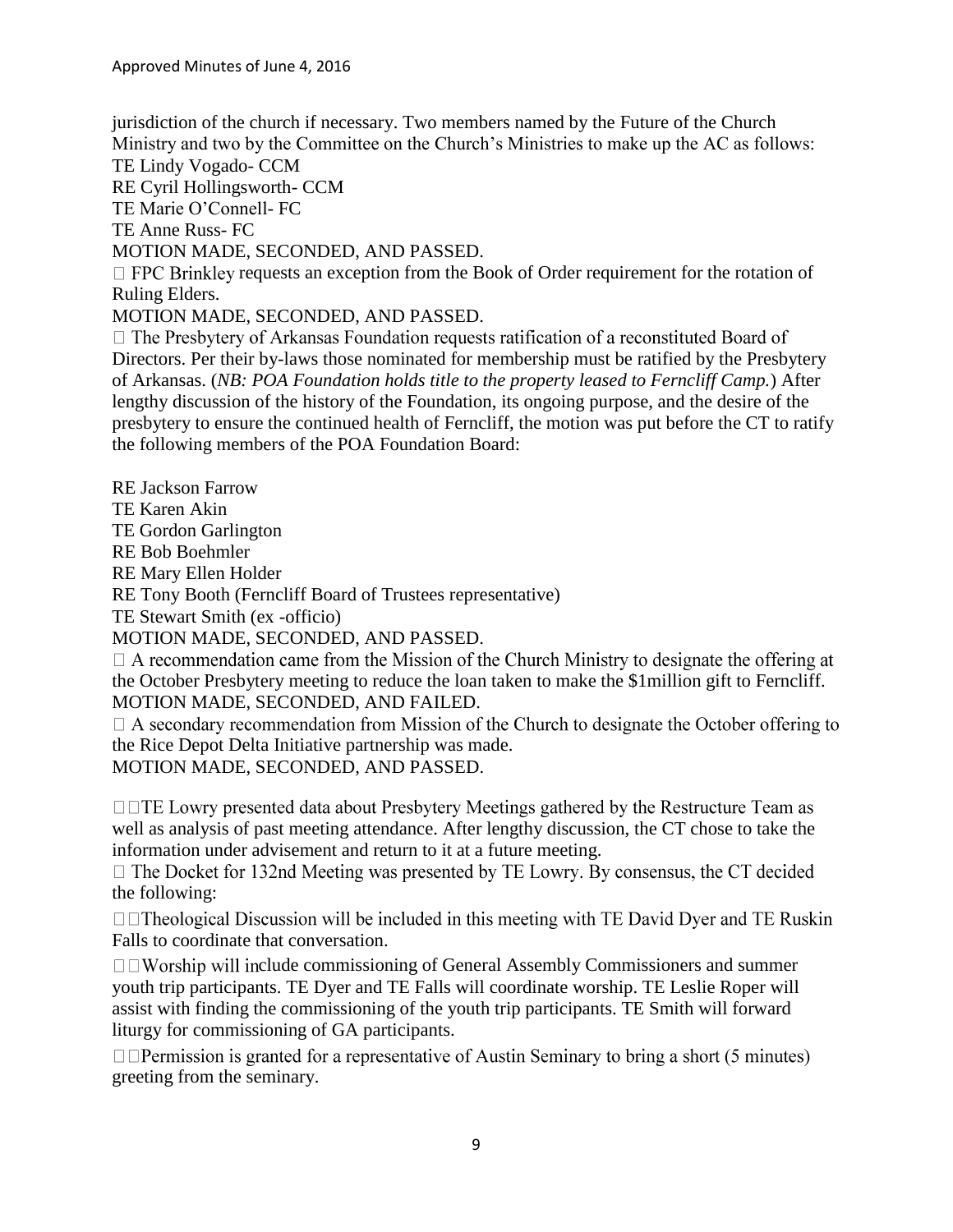jurisdiction of the church if necessary. Two members named by the Future of the Church Ministry and two by the Committee on the Church's Ministries to make up the AC as follows:
TE Lindy Vogado- CCM
RE Cyril Hollingsworth- CCM
TE Marie O'Connell- FC
TE Anne Russ- FC
MOTION MADE, SECONDED, AND PASSED.

- FPC Brinkley requests an exception from the Book of Order requirement for the rotation of Ruling Elders.

MOTION MADE, SECONDED, AND PASSED.

- The Presbytery of Arkansas Foundation requests ratification of a reconstituted Board of Directors. Per their by-laws those nominated for membership must be ratified by the Presbytery of Arkansas. (*NB: POA Foundation holds title to the property leased to Ferncliff Camp.*) After lengthy discussion of the history of the Foundation, its ongoing purpose, and the desire of the presbytery to ensure the continued health of Ferncliff, the motion was put before the CT to ratify the following members of the POA Foundation Board:

RE Jackson Farrow
TE Karen Akin
TE Gordon Garlington
RE Bob Boehmler
RE Mary Ellen Holder
RE Tony Booth (Ferncliff Board of Trustees representative)
TE Stewart Smith (ex -officio)
MOTION MADE, SECONDED, AND PASSED.

- A recommendation came from the Mission of the Church Ministry to designate the offering at the October Presbytery meeting to reduce the loan taken to make the $1million gift to Ferncliff.

MOTION MADE, SECONDED, AND FAILED.

- A secondary recommendation from Mission of the Church to designate the October offering to the Rice Depot Delta Initiative partnership was made.

MOTION MADE, SECONDED, AND PASSED.

- TE Lowry presented data about Presbytery Meetings gathered by the Restructure Team as well as analysis of past meeting attendance. After lengthy discussion, the CT chose to take the information under advisement and return to it at a future meeting.
- The Docket for 132nd Meeting was presented by TE Lowry. By consensus, the CT decided the following:
  - Theological Discussion will be included in this meeting with TE David Dyer and TE Ruskin Falls to coordinate that conversation.
  - Worship will include commissioning of General Assembly Commissioners and summer youth trip participants. TE Dyer and TE Falls will coordinate worship. TE Leslie Roper will assist with finding the commissioning of the youth trip participants. TE Smith will forward liturgy for commissioning of GA participants.
  - Permission is granted for a representative of Austin Seminary to bring a short (5 minutes) greeting from the seminary.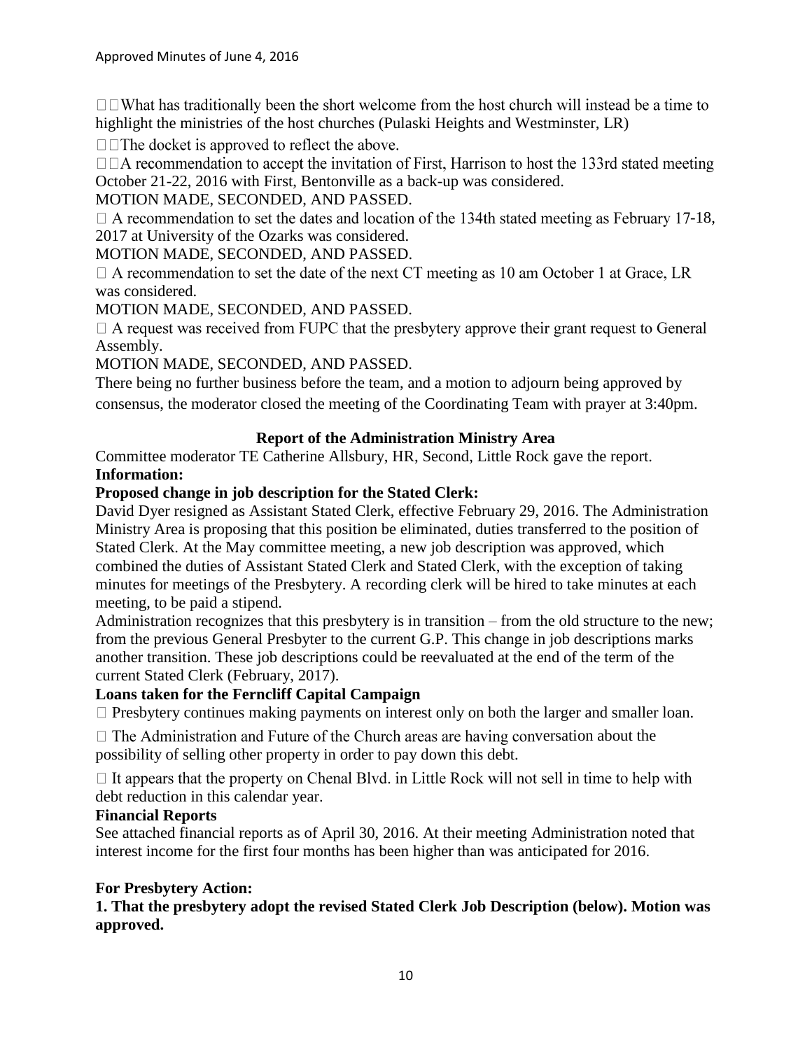- What has traditionally been the short welcome from the host church will instead be a time to highlight the ministries of the host churches (Pulaski Heights and Westminster, LR)
- The docket is approved to reflect the above.
- A recommendation to accept the invitation of First, Harrison to host the 133rd stated meeting October 21-22, 2016 with First, Bentonville as a back-up was considered.

MOTION MADE, SECONDED, AND PASSED.

- A recommendation to set the dates and location of the 134th stated meeting as February 17-18, 2017 at University of the Ozarks was considered.

MOTION MADE, SECONDED, AND PASSED.

- A recommendation to set the date of the next CT meeting as 10 am October 1 at Grace, LR was considered.

MOTION MADE, SECONDED, AND PASSED.

- A request was received from FUPC that the presbytery approve their grant request to General Assembly.

MOTION MADE, SECONDED, AND PASSED.

There being no further business before the team, and a motion to adjourn being approved by consensus, the moderator closed the meeting of the Coordinating Team with prayer at 3:40pm.

## Report of the Administration Ministry Area

Committee moderator TE Catherine Allsbury, HR, Second, Little Rock gave the report.

**Information:**

**Proposed change in job description for the Stated Clerk:**

David Dyer resigned as Assistant Stated Clerk, effective February 29, 2016. The Administration Ministry Area is proposing that this position be eliminated, duties transferred to the position of Stated Clerk. At the May committee meeting, a new job description was approved, which combined the duties of Assistant Stated Clerk and Stated Clerk, with the exception of taking minutes for meetings of the Presbytery. A recording clerk will be hired to take minutes at each meeting, to be paid a stipend.

Administration recognizes that this presbytery is in transition – from the old structure to the new; from the previous General Presbyter to the current G.P. This change in job descriptions marks another transition. These job descriptions could be reevaluated at the end of the term of the current Stated Clerk (February, 2017).

**Loans taken for the Ferncliff Capital Campaign**

- Presbytery continues making payments on interest only on both the larger and smaller loan.
- The Administration and Future of the Church areas are having conversation about the possibility of selling other property in order to pay down this debt.
- It appears that the property on Chenal Blvd. in Little Rock will not sell in time to help with debt reduction in this calendar year.

**Financial Reports**

See attached financial reports as of April 30, 2016. At their meeting Administration noted that interest income for the first four months has been higher than was anticipated for 2016.

**For Presbytery Action:**

**1. That the presbytery adopt the revised Stated Clerk Job Description (below). Motion was approved.**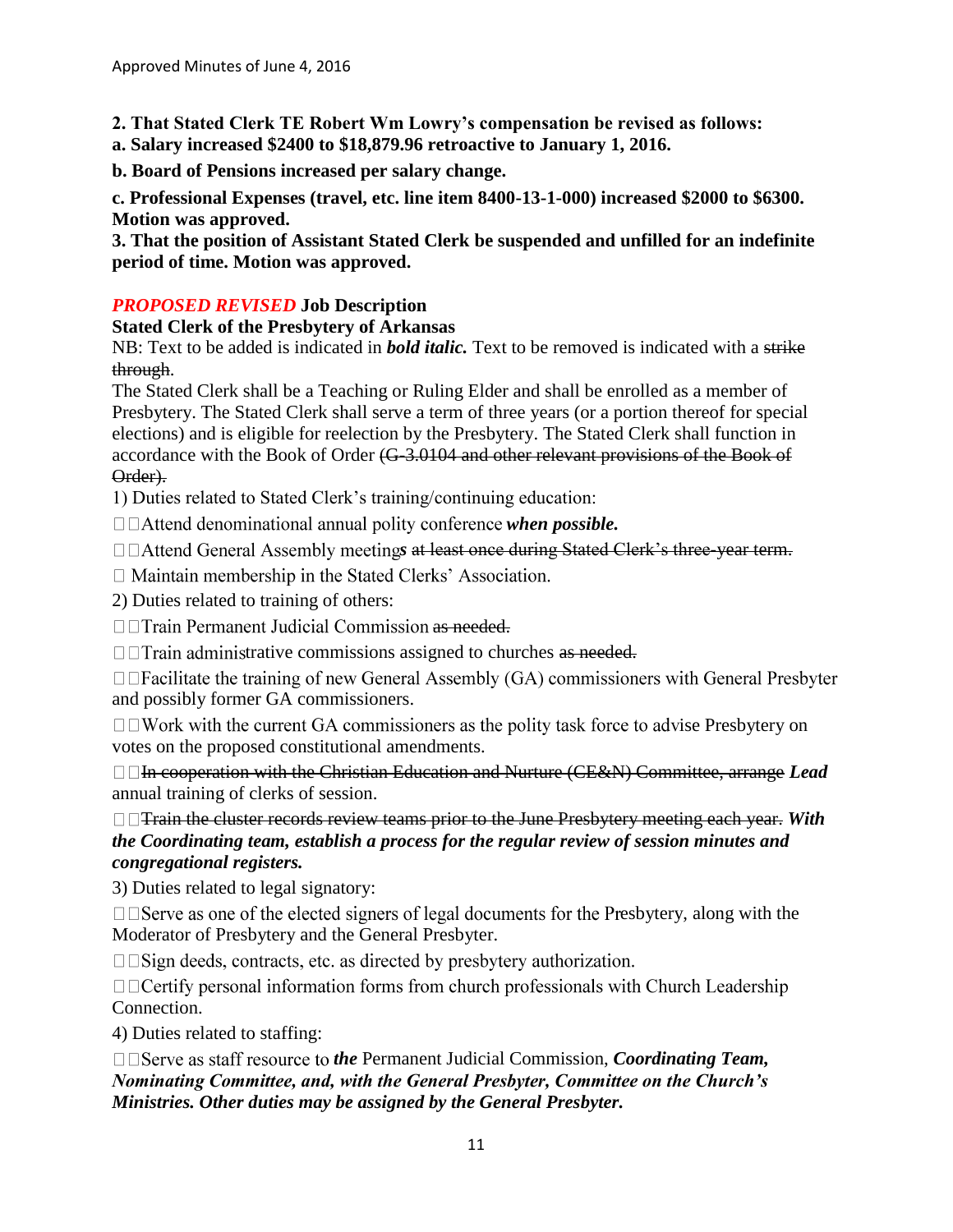**2. That Stated Clerk TE Robert Wm Lowry's compensation be revised as follows:**

**a. Salary increased $2400 to $18,879.96 retroactive to January 1, 2016.**

**b. Board of Pensions increased per salary change.**

**c. Professional Expenses (travel, etc. line item 8400-13-1-000) increased $2000 to $6300. Motion was approved.**

**3. That the position of Assistant Stated Clerk be suspended and unfilled for an indefinite period of time. Motion was approved.**

***PROPOSED REVISED*** **Job Description**

**Stated Clerk of the Presbytery of Arkansas**

NB: Text to be added is indicated in ***bold italic.*** Text to be removed is indicated with a ~~strike through~~.

The Stated Clerk shall be a Teaching or Ruling Elder and shall be enrolled as a member of Presbytery. The Stated Clerk shall serve a term of three years (or a portion thereof for special elections) and is eligible for reelection by the Presbytery. The Stated Clerk shall function in accordance with the Book of Order ~~(G-3.0104 and other relevant provisions of the Book of Order).~~

1) Duties related to Stated Clerk's training/continuing education:

- Attend denominational annual polity conference ***when possible.***
- Attend General Assembly meeting***s*** ~~at least once during Stated Clerk's three-year term.~~
- Maintain membership in the Stated Clerks' Association.

2) Duties related to training of others:

- Train Permanent Judicial Commission ~~as needed.~~
- Train administrative commissions assigned to churches ~~as needed.~~
- Facilitate the training of new General Assembly (GA) commissioners with General Presbyter and possibly former GA commissioners.
- Work with the current GA commissioners as the polity task force to advise Presbytery on votes on the proposed constitutional amendments.
- ~~In cooperation with the Christian Education and Nurture (CE&N) Committee, arrange~~ ***Lead*** annual training of clerks of session.
- ~~Train the cluster records review teams prior to the June Presbytery meeting each year.~~ ***With the Coordinating team, establish a process for the regular review of session minutes and congregational registers.***

3) Duties related to legal signatory:

- Serve as one of the elected signers of legal documents for the Presbytery, along with the Moderator of Presbytery and the General Presbyter.
- Sign deeds, contracts, etc. as directed by presbytery authorization.
- Certify personal information forms from church professionals with Church Leadership Connection.

4) Duties related to staffing:

- Serve as staff resource to ***the*** Permanent Judicial Commission, ***Coordinating Team, Nominating Committee, and, with the General Presbyter, Committee on the Church's Ministries. Other duties may be assigned by the General Presbyter.***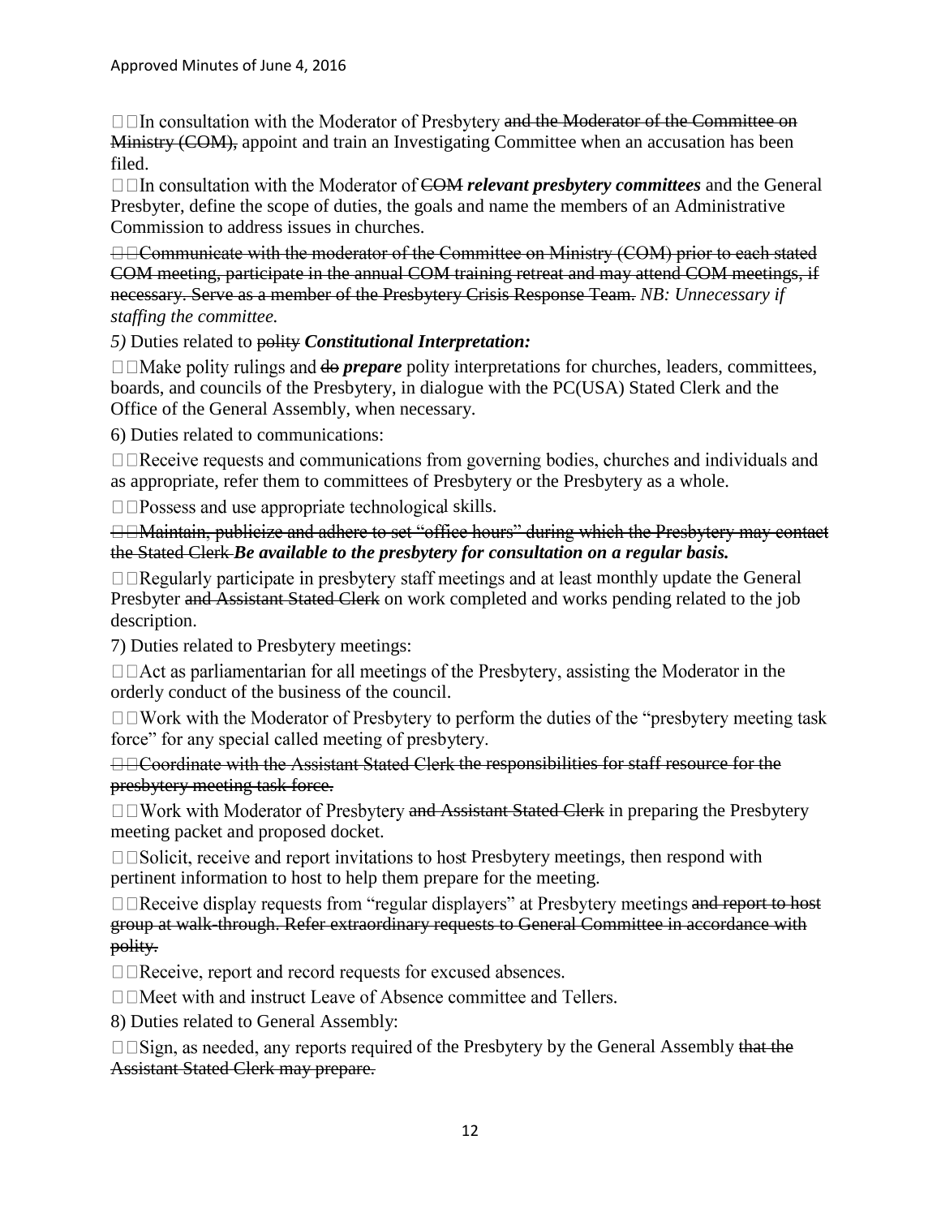- In consultation with the Moderator of Presbytery ~~and the Moderator of the Committee on Ministry (COM),~~ appoint and train an Investigating Committee when an accusation has been filed.
- In consultation with the Moderator of ~~COM~~ ***relevant presbytery committees*** and the General Presbyter, define the scope of duties, the goals and name the members of an Administrative Commission to address issues in churches.
- ~~Communicate with the moderator of the Committee on Ministry (COM) prior to each stated COM meeting, participate in the annual COM training retreat and may attend COM meetings, if necessary. Serve as a member of the Presbytery Crisis Response Team.~~ *NB: Unnecessary if staffing the committee.*

*5)* Duties related to ~~polity~~ ***Constitutional Interpretation:***

- Make polity rulings and ~~do~~ ***prepare*** polity interpretations for churches, leaders, committees, boards, and councils of the Presbytery, in dialogue with the PC(USA) Stated Clerk and the Office of the General Assembly, when necessary.

6) Duties related to communications:

- Receive requests and communications from governing bodies, churches and individuals and as appropriate, refer them to committees of Presbytery or the Presbytery as a whole.
- Possess and use appropriate technological skills.
- ~~Maintain, publicize and adhere to set "office hours" during which the Presbytery may contact the Stated Clerk~~ ***Be available to the presbytery for consultation on a regular basis.***
- Regularly participate in presbytery staff meetings and at least monthly update the General Presbyter ~~and Assistant Stated Clerk~~ on work completed and works pending related to the job description.

7) Duties related to Presbytery meetings:

- Act as parliamentarian for all meetings of the Presbytery, assisting the Moderator in the orderly conduct of the business of the council.
- Work with the Moderator of Presbytery to perform the duties of the "presbytery meeting task force" for any special called meeting of presbytery.
- ~~Coordinate with the Assistant Stated Clerk the responsibilities for staff resource for the presbytery meeting task force.~~
- Work with Moderator of Presbytery ~~and Assistant Stated Clerk~~ in preparing the Presbytery meeting packet and proposed docket.
- Solicit, receive and report invitations to host Presbytery meetings, then respond with pertinent information to host to help them prepare for the meeting.
- Receive display requests from "regular displayers" at Presbytery meetings ~~and report to host group at walk-through. Refer extraordinary requests to General Committee in accordance with polity.~~
- Receive, report and record requests for excused absences.
- Meet with and instruct Leave of Absence committee and Tellers.

8) Duties related to General Assembly:

- Sign, as needed, any reports required of the Presbytery by the General Assembly ~~that the Assistant Stated Clerk may prepare.~~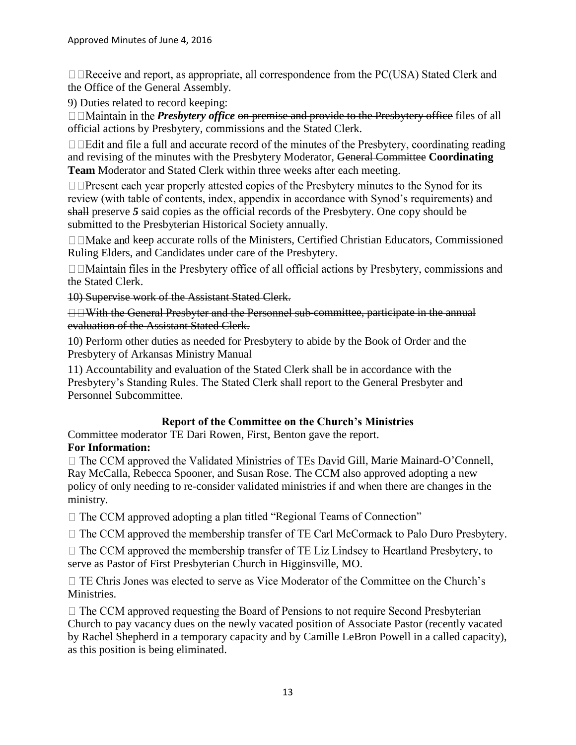Receive and report, as appropriate, all correspondence from the PC(USA) Stated Clerk and the Office of the General Assembly.

9) Duties related to record keeping:

- Maintain in the ***Presbytery office*** ~~on premise and provide to the Presbytery office~~ files of all official actions by Presbytery, commissions and the Stated Clerk.
- Edit and file a full and accurate record of the minutes of the Presbytery, coordinating reading and revising of the minutes with the Presbytery Moderator, ~~General Committee~~ **Coordinating Team** Moderator and Stated Clerk within three weeks after each meeting.
- Present each year properly attested copies of the Presbytery minutes to the Synod for its review (with table of contents, index, appendix in accordance with Synod's requirements) and ~~shall~~ preserve ***5*** said copies as the official records of the Presbytery. One copy should be submitted to the Presbyterian Historical Society annually.
- Make and keep accurate rolls of the Ministers, Certified Christian Educators, Commissioned Ruling Elders, and Candidates under care of the Presbytery.
- Maintain files in the Presbytery office of all official actions by Presbytery, commissions and the Stated Clerk.

~~10) Supervise work of the Assistant Stated Clerk.~~

- ~~With the General Presbyter and the Personnel sub-committee, participate in the annual evaluation of the Assistant Stated Clerk.~~

10) Perform other duties as needed for Presbytery to abide by the Book of Order and the Presbytery of Arkansas Ministry Manual

11) Accountability and evaluation of the Stated Clerk shall be in accordance with the Presbytery's Standing Rules. The Stated Clerk shall report to the General Presbyter and Personnel Subcommittee.

## Report of the Committee on the Church's Ministries

Committee moderator TE Dari Rowen, First, Benton gave the report.

**For Information:**

- The CCM approved the Validated Ministries of TEs David Gill, Marie Mainard-O'Connell, Ray McCalla, Rebecca Spooner, and Susan Rose. The CCM also approved adopting a new policy of only needing to re-consider validated ministries if and when there are changes in the ministry.
- The CCM approved adopting a plan titled "Regional Teams of Connection"
- The CCM approved the membership transfer of TE Carl McCormack to Palo Duro Presbytery.
- The CCM approved the membership transfer of TE Liz Lindsey to Heartland Presbytery, to serve as Pastor of First Presbyterian Church in Higginsville, MO.
- TE Chris Jones was elected to serve as Vice Moderator of the Committee on the Church's Ministries.
- The CCM approved requesting the Board of Pensions to not require Second Presbyterian Church to pay vacancy dues on the newly vacated position of Associate Pastor (recently vacated by Rachel Shepherd in a temporary capacity and by Camille LeBron Powell in a called capacity), as this position is being eliminated.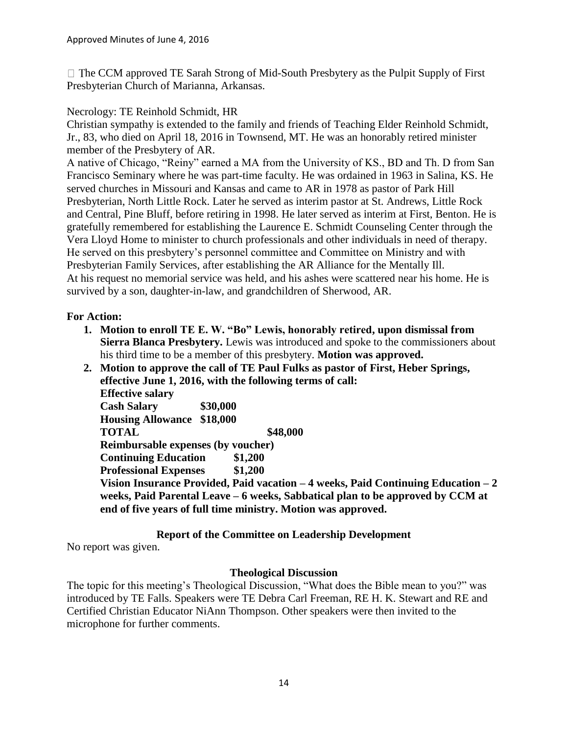- The CCM approved TE Sarah Strong of Mid-South Presbytery as the Pulpit Supply of First Presbyterian Church of Marianna, Arkansas.

Necrology: TE Reinhold Schmidt, HR

Christian sympathy is extended to the family and friends of Teaching Elder Reinhold Schmidt, Jr., 83, who died on April 18, 2016 in Townsend, MT. He was an honorably retired minister member of the Presbytery of AR.

A native of Chicago, "Reiny" earned a MA from the University of KS., BD and Th. D from San Francisco Seminary where he was part-time faculty. He was ordained in 1963 in Salina, KS. He served churches in Missouri and Kansas and came to AR in 1978 as pastor of Park Hill Presbyterian, North Little Rock. Later he served as interim pastor at St. Andrews, Little Rock and Central, Pine Bluff, before retiring in 1998. He later served as interim at First, Benton. He is gratefully remembered for establishing the Laurence E. Schmidt Counseling Center through the Vera Lloyd Home to minister to church professionals and other individuals in need of therapy. He served on this presbytery's personnel committee and Committee on Ministry and with Presbyterian Family Services, after establishing the AR Alliance for the Mentally Ill.

At his request no memorial service was held, and his ashes were scattered near his home. He is survived by a son, daughter-in-law, and grandchildren of Sherwood, AR.

**For Action:**

1. **Motion to enroll TE E. W. "Bo" Lewis, honorably retired, upon dismissal from Sierra Blanca Presbytery.** Lewis was introduced and spoke to the commissioners about his third time to be a member of this presbytery. **Motion was approved.**
2. **Motion to approve the call of TE Paul Fulks as pastor of First, Heber Springs, effective June 1, 2016, with the following terms of call:**
   **Effective salary**
   **Cash Salary $30,000**
   **Housing Allowance $18,000**
   **TOTAL $48,000**
   **Reimbursable expenses (by voucher)**
   **Continuing Education $1,200**
   **Professional Expenses $1,200**
   **Vision Insurance Provided, Paid vacation – 4 weeks, Paid Continuing Education – 2 weeks, Paid Parental Leave – 6 weeks, Sabbatical plan to be approved by CCM at end of five years of full time ministry. Motion was approved.**

**Report of the Committee on Leadership Development**

No report was given.

**Theological Discussion**

The topic for this meeting's Theological Discussion, "What does the Bible mean to you?" was introduced by TE Falls. Speakers were TE Debra Carl Freeman, RE H. K. Stewart and RE and Certified Christian Educator NiAnn Thompson. Other speakers were then invited to the microphone for further comments.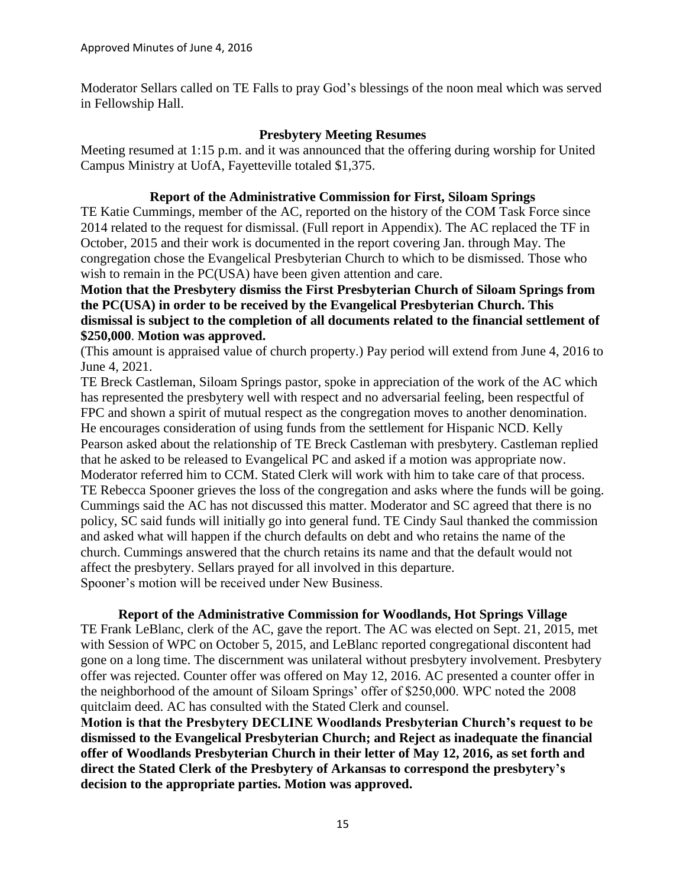Moderator Sellars called on TE Falls to pray God's blessings of the noon meal which was served in Fellowship Hall.

### Presbytery Meeting Resumes

Meeting resumed at 1:15 p.m. and it was announced that the offering during worship for United Campus Ministry at UofA, Fayetteville totaled $1,375.

### Report of the Administrative Commission for First, Siloam Springs

TE Katie Cummings, member of the AC, reported on the history of the COM Task Force since 2014 related to the request for dismissal. (Full report in Appendix). The AC replaced the TF in October, 2015 and their work is documented in the report covering Jan. through May. The congregation chose the Evangelical Presbyterian Church to which to be dismissed. Those who wish to remain in the PC(USA) have been given attention and care.

**Motion that the Presbytery dismiss the First Presbyterian Church of Siloam Springs from the PC(USA) in order to be received by the Evangelical Presbyterian Church. This dismissal is subject to the completion of all documents related to the financial settlement of $250,000. Motion was approved.**

(This amount is appraised value of church property.) Pay period will extend from June 4, 2016 to June 4, 2021.

TE Breck Castleman, Siloam Springs pastor, spoke in appreciation of the work of the AC which has represented the presbytery well with respect and no adversarial feeling, been respectful of FPC and shown a spirit of mutual respect as the congregation moves to another denomination. He encourages consideration of using funds from the settlement for Hispanic NCD. Kelly Pearson asked about the relationship of TE Breck Castleman with presbytery. Castleman replied that he asked to be released to Evangelical PC and asked if a motion was appropriate now. Moderator referred him to CCM. Stated Clerk will work with him to take care of that process. TE Rebecca Spooner grieves the loss of the congregation and asks where the funds will be going. Cummings said the AC has not discussed this matter. Moderator and SC agreed that there is no policy, SC said funds will initially go into general fund. TE Cindy Saul thanked the commission and asked what will happen if the church defaults on debt and who retains the name of the church. Cummings answered that the church retains its name and that the default would not affect the presbytery. Sellars prayed for all involved in this departure.

Spooner's motion will be received under New Business.

### Report of the Administrative Commission for Woodlands, Hot Springs Village

TE Frank LeBlanc, clerk of the AC, gave the report. The AC was elected on Sept. 21, 2015, met with Session of WPC on October 5, 2015, and LeBlanc reported congregational discontent had gone on a long time. The discernment was unilateral without presbytery involvement. Presbytery offer was rejected. Counter offer was offered on May 12, 2016. AC presented a counter offer in the neighborhood of the amount of Siloam Springs' offer of $250,000. WPC noted the 2008 quitclaim deed. AC has consulted with the Stated Clerk and counsel.

**Motion is that the Presbytery DECLINE Woodlands Presbyterian Church's request to be dismissed to the Evangelical Presbyterian Church; and Reject as inadequate the financial offer of Woodlands Presbyterian Church in their letter of May 12, 2016, as set forth and direct the Stated Clerk of the Presbytery of Arkansas to correspond the presbytery's decision to the appropriate parties. Motion was approved.**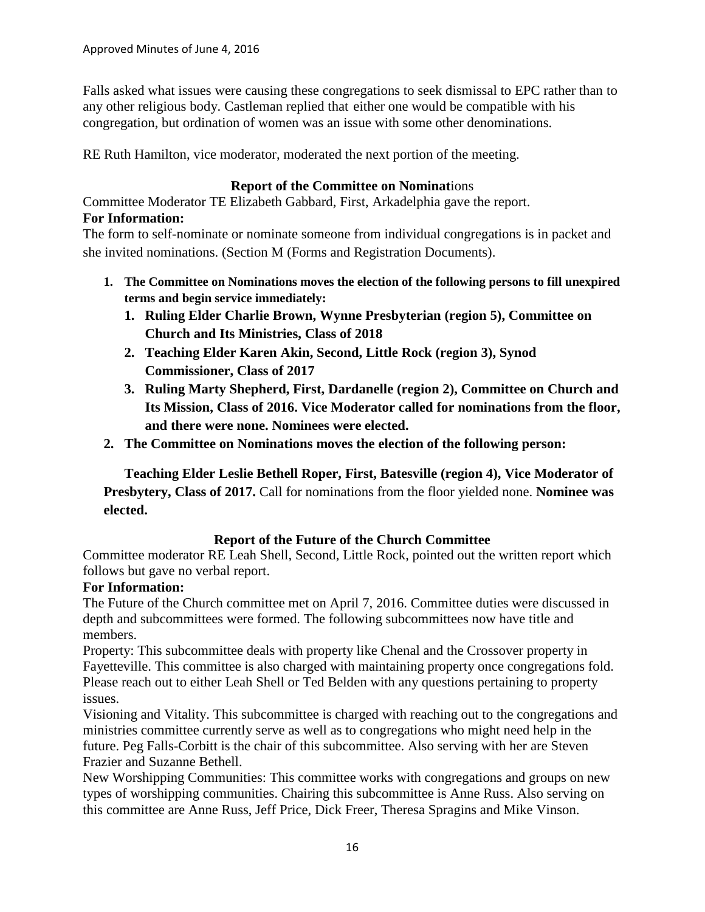Falls asked what issues were causing these congregations to seek dismissal to EPC rather than to any other religious body. Castleman replied that either one would be compatible with his congregation, but ordination of women was an issue with some other denominations.

RE Ruth Hamilton, vice moderator, moderated the next portion of the meeting.

**Report of the Committee on Nominat**ions

Committee Moderator TE Elizabeth Gabbard, First, Arkadelphia gave the report.

**For Information:**

The form to self-nominate or nominate someone from individual congregations is in packet and she invited nominations. (Section M (Forms and Registration Documents).

1. **The Committee on Nominations moves the election of the following persons to fill unexpired terms and begin service immediately:**
    1. **Ruling Elder Charlie Brown, Wynne Presbyterian (region 5), Committee on Church and Its Ministries, Class of 2018**
    2. **Teaching Elder Karen Akin, Second, Little Rock (region 3), Synod Commissioner, Class of 2017**
    3. **Ruling Marty Shepherd, First, Dardanelle (region 2), Committee on Church and Its Mission, Class of 2016. Vice Moderator called for nominations from the floor, and there were none. Nominees were elected.**
2. **The Committee on Nominations moves the election of the following person:**

   **Teaching Elder Leslie Bethell Roper, First, Batesville (region 4), Vice Moderator of Presbytery, Class of 2017.** Call for nominations from the floor yielded none. **Nominee was elected.**

**Report of the Future of the Church Committee**

Committee moderator RE Leah Shell, Second, Little Rock, pointed out the written report which follows but gave no verbal report.

**For Information:**

The Future of the Church committee met on April 7, 2016. Committee duties were discussed in depth and subcommittees were formed. The following subcommittees now have title and members.

Property: This subcommittee deals with property like Chenal and the Crossover property in Fayetteville. This committee is also charged with maintaining property once congregations fold. Please reach out to either Leah Shell or Ted Belden with any questions pertaining to property issues.

Visioning and Vitality. This subcommittee is charged with reaching out to the congregations and ministries committee currently serve as well as to congregations who might need help in the future. Peg Falls-Corbitt is the chair of this subcommittee. Also serving with her are Steven Frazier and Suzanne Bethell.

New Worshipping Communities: This committee works with congregations and groups on new types of worshipping communities. Chairing this subcommittee is Anne Russ. Also serving on this committee are Anne Russ, Jeff Price, Dick Freer, Theresa Spragins and Mike Vinson.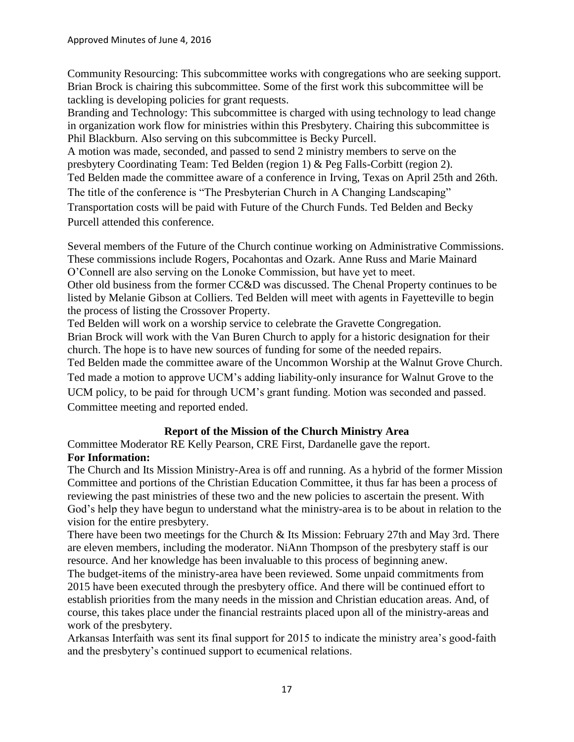Community Resourcing: This subcommittee works with congregations who are seeking support. Brian Brock is chairing this subcommittee. Some of the first work this subcommittee will be tackling is developing policies for grant requests.

Branding and Technology: This subcommittee is charged with using technology to lead change in organization work flow for ministries within this Presbytery. Chairing this subcommittee is Phil Blackburn. Also serving on this subcommittee is Becky Purcell.

A motion was made, seconded, and passed to send 2 ministry members to serve on the presbytery Coordinating Team: Ted Belden (region 1) & Peg Falls-Corbitt (region 2).

Ted Belden made the committee aware of a conference in Irving, Texas on April 25th and 26th. The title of the conference is "The Presbyterian Church in A Changing Landscaping" Transportation costs will be paid with Future of the Church Funds. Ted Belden and Becky Purcell attended this conference.

Several members of the Future of the Church continue working on Administrative Commissions. These commissions include Rogers, Pocahontas and Ozark. Anne Russ and Marie Mainard O'Connell are also serving on the Lonoke Commission, but have yet to meet.

Other old business from the former CC&D was discussed. The Chenal Property continues to be listed by Melanie Gibson at Colliers. Ted Belden will meet with agents in Fayetteville to begin the process of listing the Crossover Property.

Ted Belden will work on a worship service to celebrate the Gravette Congregation.

Brian Brock will work with the Van Buren Church to apply for a historic designation for their church. The hope is to have new sources of funding for some of the needed repairs.

Ted Belden made the committee aware of the Uncommon Worship at the Walnut Grove Church. Ted made a motion to approve UCM's adding liability-only insurance for Walnut Grove to the UCM policy, to be paid for through UCM's grant funding. Motion was seconded and passed. Committee meeting and reported ended.

**Report of the Mission of the Church Ministry Area**

Committee Moderator RE Kelly Pearson, CRE First, Dardanelle gave the report.

**For Information:**

The Church and Its Mission Ministry-Area is off and running. As a hybrid of the former Mission Committee and portions of the Christian Education Committee, it thus far has been a process of reviewing the past ministries of these two and the new policies to ascertain the present. With God's help they have begun to understand what the ministry-area is to be about in relation to the vision for the entire presbytery.

There have been two meetings for the Church & Its Mission: February 27th and May 3rd. There are eleven members, including the moderator. NiAnn Thompson of the presbytery staff is our resource. And her knowledge has been invaluable to this process of beginning anew.

The budget-items of the ministry-area have been reviewed. Some unpaid commitments from 2015 have been executed through the presbytery office. And there will be continued effort to establish priorities from the many needs in the mission and Christian education areas. And, of course, this takes place under the financial restraints placed upon all of the ministry-areas and work of the presbytery.

Arkansas Interfaith was sent its final support for 2015 to indicate the ministry area's good-faith and the presbytery's continued support to ecumenical relations.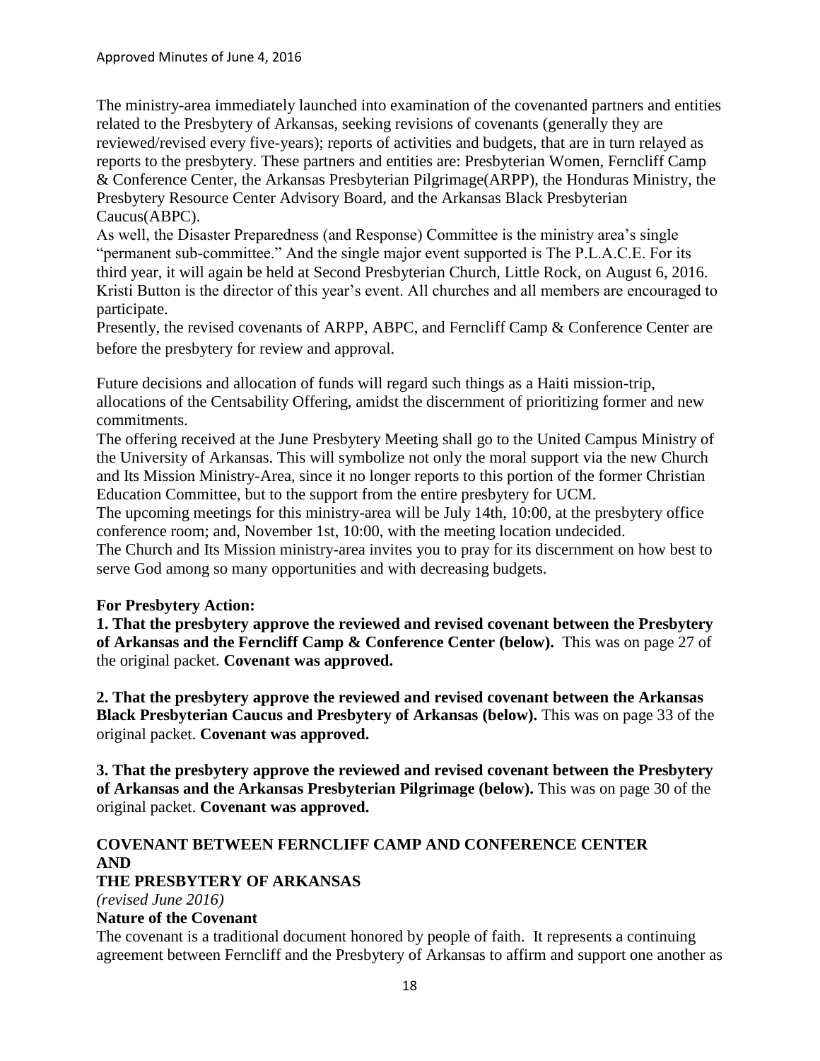The ministry-area immediately launched into examination of the covenanted partners and entities related to the Presbytery of Arkansas, seeking revisions of covenants (generally they are reviewed/revised every five-years); reports of activities and budgets, that are in turn relayed as reports to the presbytery. These partners and entities are: Presbyterian Women, Ferncliff Camp & Conference Center, the Arkansas Presbyterian Pilgrimage(ARPP), the Honduras Ministry, the Presbytery Resource Center Advisory Board, and the Arkansas Black Presbyterian Caucus(ABPC).

As well, the Disaster Preparedness (and Response) Committee is the ministry area's single "permanent sub-committee." And the single major event supported is The P.L.A.C.E. For its third year, it will again be held at Second Presbyterian Church, Little Rock, on August 6, 2016. Kristi Button is the director of this year's event. All churches and all members are encouraged to participate.

Presently, the revised covenants of ARPP, ABPC, and Ferncliff Camp & Conference Center are before the presbytery for review and approval.

Future decisions and allocation of funds will regard such things as a Haiti mission-trip, allocations of the Centsability Offering, amidst the discernment of prioritizing former and new commitments.

The offering received at the June Presbytery Meeting shall go to the United Campus Ministry of the University of Arkansas. This will symbolize not only the moral support via the new Church and Its Mission Ministry-Area, since it no longer reports to this portion of the former Christian Education Committee, but to the support from the entire presbytery for UCM.

The upcoming meetings for this ministry-area will be July 14th, 10:00, at the presbytery office conference room; and, November 1st, 10:00, with the meeting location undecided.

The Church and Its Mission ministry-area invites you to pray for its discernment on how best to serve God among so many opportunities and with decreasing budgets.

**For Presbytery Action:**

**1. That the presbytery approve the reviewed and revised covenant between the Presbytery of Arkansas and the Ferncliff Camp & Conference Center (below).** This was on page 27 of the original packet. **Covenant was approved.**

**2. That the presbytery approve the reviewed and revised covenant between the Arkansas Black Presbyterian Caucus and Presbytery of Arkansas (below).** This was on page 33 of the original packet. **Covenant was approved.**

**3. That the presbytery approve the reviewed and revised covenant between the Presbytery of Arkansas and the Arkansas Presbyterian Pilgrimage (below).** This was on page 30 of the original packet. **Covenant was approved.**

**COVENANT BETWEEN FERNCLIFF CAMP AND CONFERENCE CENTER AND THE PRESBYTERY OF ARKANSAS**

*(revised June 2016)*

**Nature of the Covenant**

The covenant is a traditional document honored by people of faith. It represents a continuing agreement between Ferncliff and the Presbytery of Arkansas to affirm and support one another as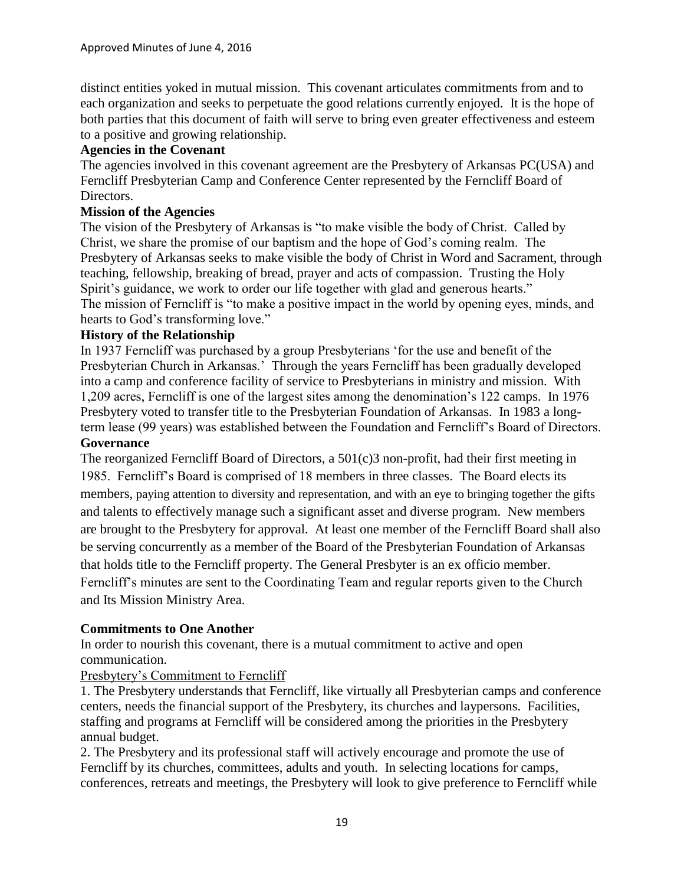distinct entities yoked in mutual mission. This covenant articulates commitments from and to each organization and seeks to perpetuate the good relations currently enjoyed. It is the hope of both parties that this document of faith will serve to bring even greater effectiveness and esteem to a positive and growing relationship.

**Agencies in the Covenant**

The agencies involved in this covenant agreement are the Presbytery of Arkansas PC(USA) and Ferncliff Presbyterian Camp and Conference Center represented by the Ferncliff Board of Directors.

**Mission of the Agencies**

The vision of the Presbytery of Arkansas is "to make visible the body of Christ. Called by Christ, we share the promise of our baptism and the hope of God's coming realm. The Presbytery of Arkansas seeks to make visible the body of Christ in Word and Sacrament, through teaching, fellowship, breaking of bread, prayer and acts of compassion. Trusting the Holy Spirit's guidance, we work to order our life together with glad and generous hearts."

The mission of Ferncliff is "to make a positive impact in the world by opening eyes, minds, and hearts to God's transforming love."

**History of the Relationship**

In 1937 Ferncliff was purchased by a group Presbyterians 'for the use and benefit of the Presbyterian Church in Arkansas.' Through the years Ferncliff has been gradually developed into a camp and conference facility of service to Presbyterians in ministry and mission. With 1,209 acres, Ferncliff is one of the largest sites among the denomination's 122 camps. In 1976 Presbytery voted to transfer title to the Presbyterian Foundation of Arkansas. In 1983 a long-term lease (99 years) was established between the Foundation and Ferncliff's Board of Directors.

**Governance**

The reorganized Ferncliff Board of Directors, a 501(c)3 non-profit, had their first meeting in 1985. Ferncliff's Board is comprised of 18 members in three classes. The Board elects its members, paying attention to diversity and representation, and with an eye to bringing together the gifts and talents to effectively manage such a significant asset and diverse program. New members are brought to the Presbytery for approval. At least one member of the Ferncliff Board shall also be serving concurrently as a member of the Board of the Presbyterian Foundation of Arkansas that holds title to the Ferncliff property. The General Presbyter is an ex officio member. Ferncliff's minutes are sent to the Coordinating Team and regular reports given to the Church and Its Mission Ministry Area.

**Commitments to One Another**

In order to nourish this covenant, there is a mutual commitment to active and open communication.

<u>Presbytery's Commitment to Ferncliff</u>

1. The Presbytery understands that Ferncliff, like virtually all Presbyterian camps and conference centers, needs the financial support of the Presbytery, its churches and laypersons. Facilities, staffing and programs at Ferncliff will be considered among the priorities in the Presbytery annual budget.
2. The Presbytery and its professional staff will actively encourage and promote the use of Ferncliff by its churches, committees, adults and youth. In selecting locations for camps, conferences, retreats and meetings, the Presbytery will look to give preference to Ferncliff while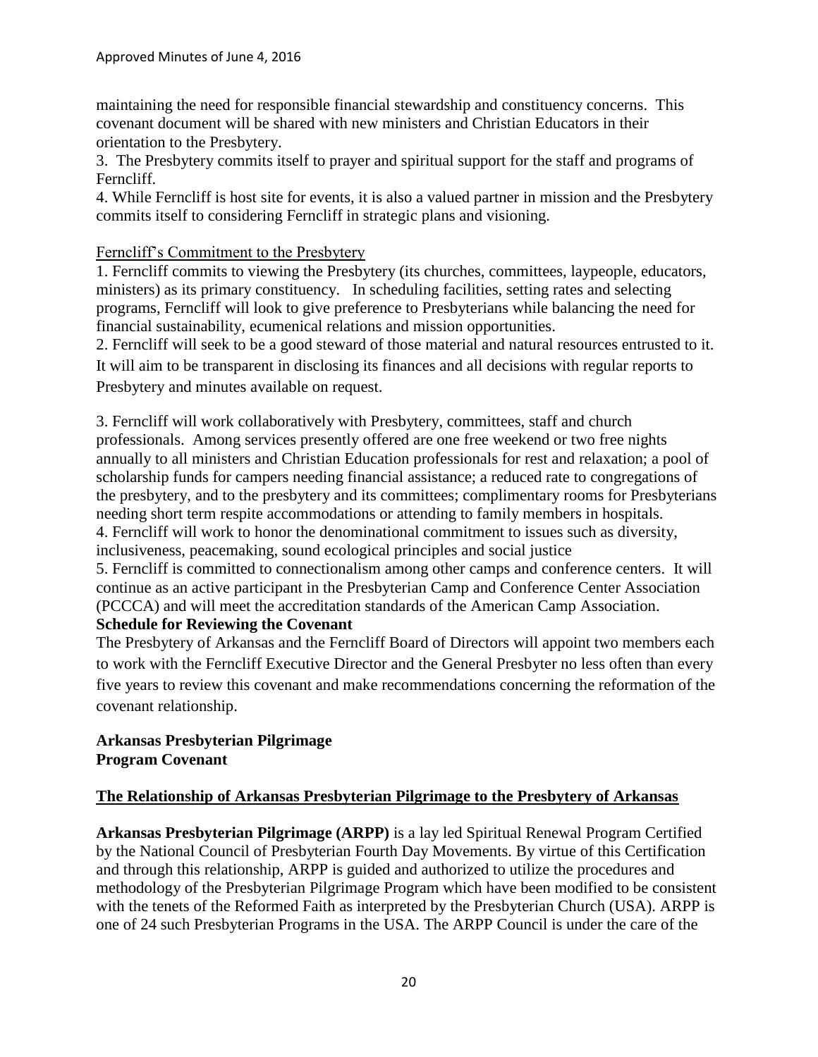maintaining the need for responsible financial stewardship and constituency concerns. This covenant document will be shared with new ministers and Christian Educators in their orientation to the Presbytery.

3. The Presbytery commits itself to prayer and spiritual support for the staff and programs of Ferncliff.

4. While Ferncliff is host site for events, it is also a valued partner in mission and the Presbytery commits itself to considering Ferncliff in strategic plans and visioning.

Ferncliff's Commitment to the Presbytery

1. Ferncliff commits to viewing the Presbytery (its churches, committees, laypeople, educators, ministers) as its primary constituency. In scheduling facilities, setting rates and selecting programs, Ferncliff will look to give preference to Presbyterians while balancing the need for financial sustainability, ecumenical relations and mission opportunities.

2. Ferncliff will seek to be a good steward of those material and natural resources entrusted to it. It will aim to be transparent in disclosing its finances and all decisions with regular reports to Presbytery and minutes available on request.

3. Ferncliff will work collaboratively with Presbytery, committees, staff and church professionals. Among services presently offered are one free weekend or two free nights annually to all ministers and Christian Education professionals for rest and relaxation; a pool of scholarship funds for campers needing financial assistance; a reduced rate to congregations of the presbytery, and to the presbytery and its committees; complimentary rooms for Presbyterians needing short term respite accommodations or attending to family members in hospitals.

4. Ferncliff will work to honor the denominational commitment to issues such as diversity, inclusiveness, peacemaking, sound ecological principles and social justice

5. Ferncliff is committed to connectionalism among other camps and conference centers. It will continue as an active participant in the Presbyterian Camp and Conference Center Association (PCCCA) and will meet the accreditation standards of the American Camp Association.

**Schedule for Reviewing the Covenant**

The Presbytery of Arkansas and the Ferncliff Board of Directors will appoint two members each to work with the Ferncliff Executive Director and the General Presbyter no less often than every five years to review this covenant and make recommendations concerning the reformation of the covenant relationship.

**Arkansas Presbyterian Pilgrimage**
**Program Covenant**

**The Relationship of Arkansas Presbyterian Pilgrimage to the Presbytery of Arkansas**

**Arkansas Presbyterian Pilgrimage (ARPP)** is a lay led Spiritual Renewal Program Certified by the National Council of Presbyterian Fourth Day Movements. By virtue of this Certification and through this relationship, ARPP is guided and authorized to utilize the procedures and methodology of the Presbyterian Pilgrimage Program which have been modified to be consistent with the tenets of the Reformed Faith as interpreted by the Presbyterian Church (USA). ARPP is one of 24 such Presbyterian Programs in the USA. The ARPP Council is under the care of the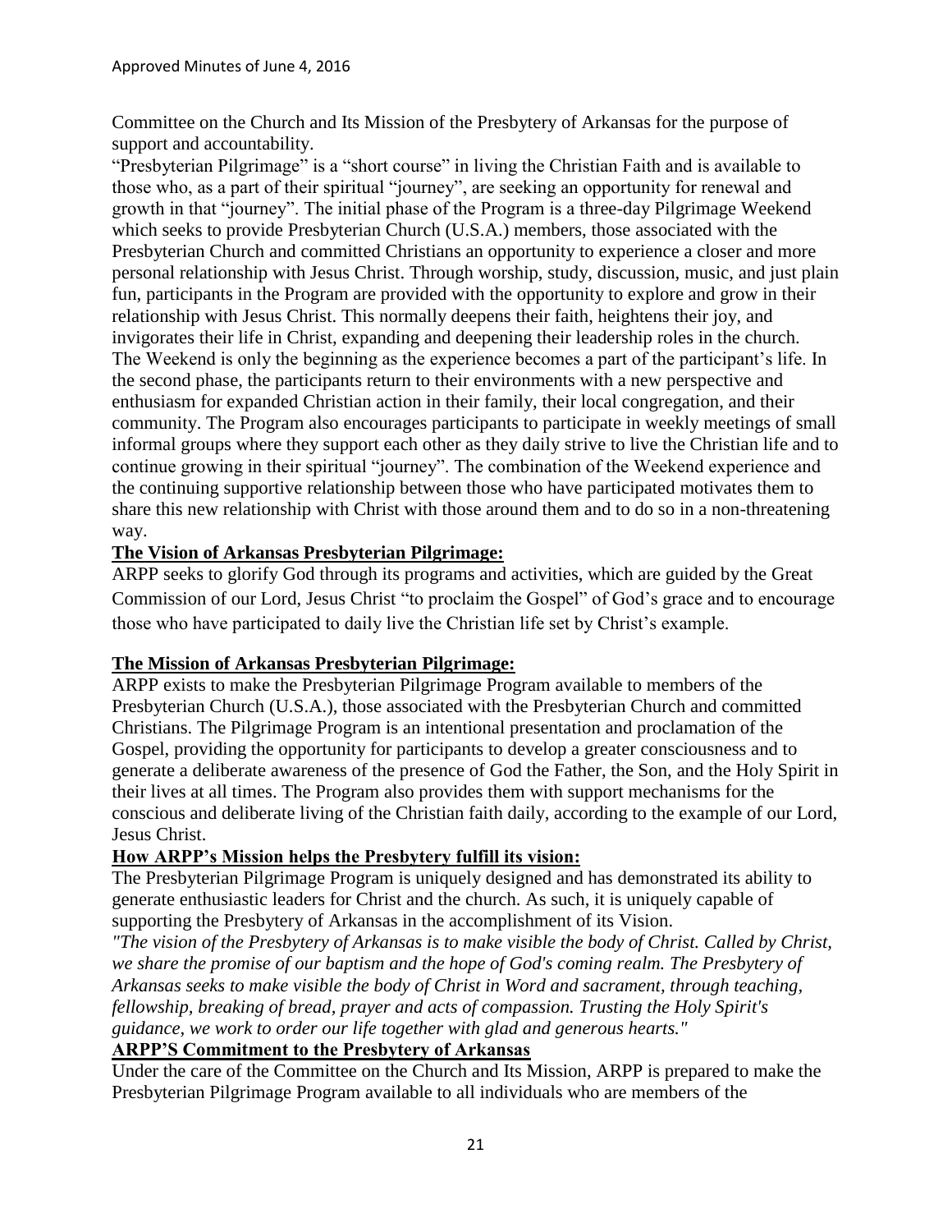Committee on the Church and Its Mission of the Presbytery of Arkansas for the purpose of support and accountability.

"Presbyterian Pilgrimage" is a "short course" in living the Christian Faith and is available to those who, as a part of their spiritual "journey", are seeking an opportunity for renewal and growth in that "journey". The initial phase of the Program is a three-day Pilgrimage Weekend which seeks to provide Presbyterian Church (U.S.A.) members, those associated with the Presbyterian Church and committed Christians an opportunity to experience a closer and more personal relationship with Jesus Christ. Through worship, study, discussion, music, and just plain fun, participants in the Program are provided with the opportunity to explore and grow in their relationship with Jesus Christ. This normally deepens their faith, heightens their joy, and invigorates their life in Christ, expanding and deepening their leadership roles in the church. The Weekend is only the beginning as the experience becomes a part of the participant's life. In the second phase, the participants return to their environments with a new perspective and enthusiasm for expanded Christian action in their family, their local congregation, and their community. The Program also encourages participants to participate in weekly meetings of small informal groups where they support each other as they daily strive to live the Christian life and to continue growing in their spiritual "journey". The combination of the Weekend experience and the continuing supportive relationship between those who have participated motivates them to share this new relationship with Christ with those around them and to do so in a non-threatening way.

**The Vision of Arkansas Presbyterian Pilgrimage:**

ARPP seeks to glorify God through its programs and activities, which are guided by the Great Commission of our Lord, Jesus Christ "to proclaim the Gospel" of God's grace and to encourage those who have participated to daily live the Christian life set by Christ's example.

**The Mission of Arkansas Presbyterian Pilgrimage:**

ARPP exists to make the Presbyterian Pilgrimage Program available to members of the Presbyterian Church (U.S.A.), those associated with the Presbyterian Church and committed Christians. The Pilgrimage Program is an intentional presentation and proclamation of the Gospel, providing the opportunity for participants to develop a greater consciousness and to generate a deliberate awareness of the presence of God the Father, the Son, and the Holy Spirit in their lives at all times. The Program also provides them with support mechanisms for the conscious and deliberate living of the Christian faith daily, according to the example of our Lord, Jesus Christ.

**How ARPP's Mission helps the Presbytery fulfill its vision:**

The Presbyterian Pilgrimage Program is uniquely designed and has demonstrated its ability to generate enthusiastic leaders for Christ and the church. As such, it is uniquely capable of supporting the Presbytery of Arkansas in the accomplishment of its Vision.

*"The vision of the Presbytery of Arkansas is to make visible the body of Christ. Called by Christ, we share the promise of our baptism and the hope of God's coming realm. The Presbytery of Arkansas seeks to make visible the body of Christ in Word and sacrament, through teaching, fellowship, breaking of bread, prayer and acts of compassion. Trusting the Holy Spirit's guidance, we work to order our life together with glad and generous hearts."*

**ARPP'S Commitment to the Presbytery of Arkansas**

Under the care of the Committee on the Church and Its Mission, ARPP is prepared to make the Presbyterian Pilgrimage Program available to all individuals who are members of the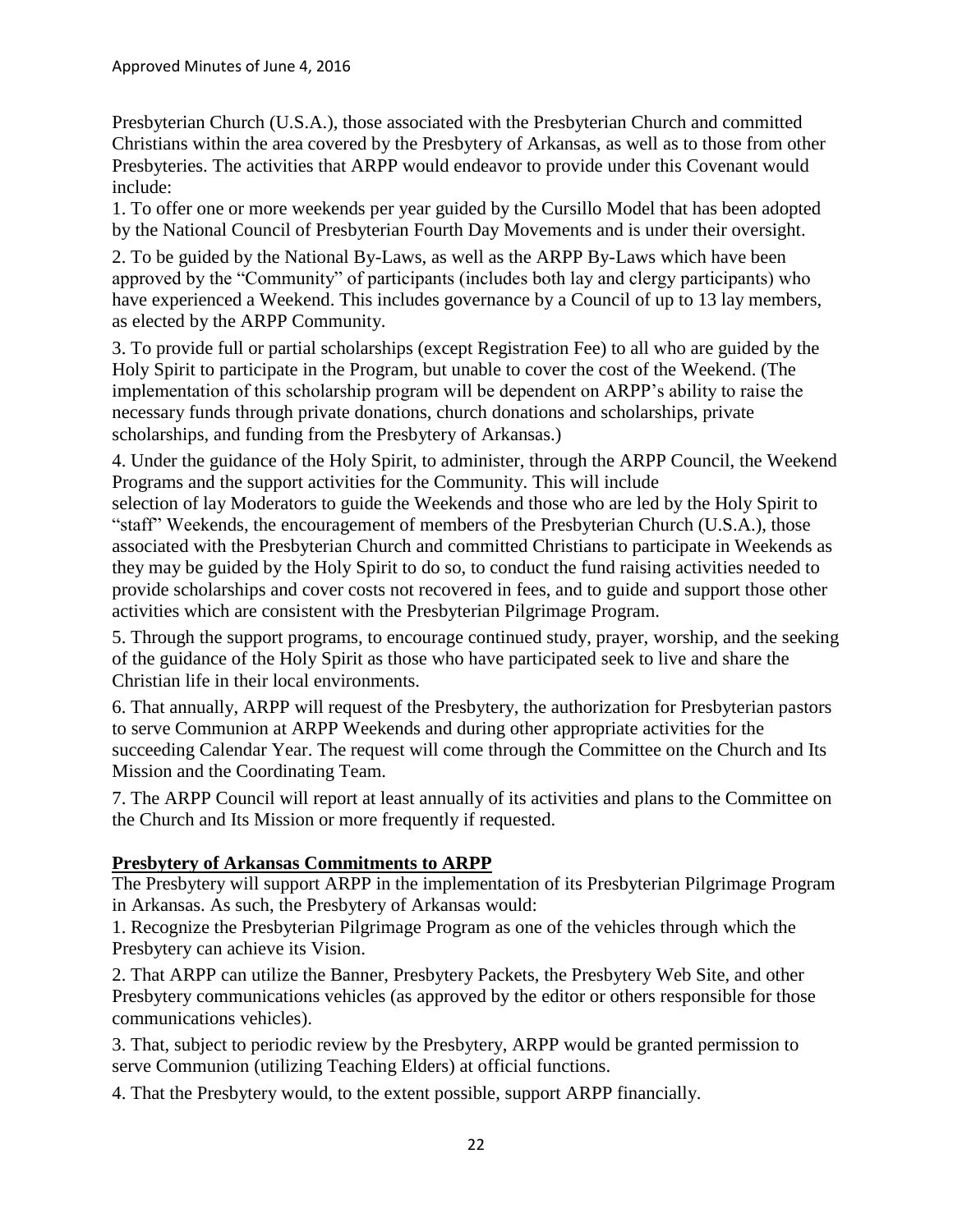Presbyterian Church (U.S.A.), those associated with the Presbyterian Church and committed Christians within the area covered by the Presbytery of Arkansas, as well as to those from other Presbyteries. The activities that ARPP would endeavor to provide under this Covenant would include:

1. To offer one or more weekends per year guided by the Cursillo Model that has been adopted by the National Council of Presbyterian Fourth Day Movements and is under their oversight.

2. To be guided by the National By-Laws, as well as the ARPP By-Laws which have been approved by the "Community" of participants (includes both lay and clergy participants) who have experienced a Weekend. This includes governance by a Council of up to 13 lay members, as elected by the ARPP Community.

3. To provide full or partial scholarships (except Registration Fee) to all who are guided by the Holy Spirit to participate in the Program, but unable to cover the cost of the Weekend. (The implementation of this scholarship program will be dependent on ARPP's ability to raise the necessary funds through private donations, church donations and scholarships, private scholarships, and funding from the Presbytery of Arkansas.)

4. Under the guidance of the Holy Spirit, to administer, through the ARPP Council, the Weekend Programs and the support activities for the Community. This will include selection of lay Moderators to guide the Weekends and those who are led by the Holy Spirit to "staff" Weekends, the encouragement of members of the Presbyterian Church (U.S.A.), those associated with the Presbyterian Church and committed Christians to participate in Weekends as they may be guided by the Holy Spirit to do so, to conduct the fund raising activities needed to provide scholarships and cover costs not recovered in fees, and to guide and support those other activities which are consistent with the Presbyterian Pilgrimage Program.

5. Through the support programs, to encourage continued study, prayer, worship, and the seeking of the guidance of the Holy Spirit as those who have participated seek to live and share the Christian life in their local environments.

6. That annually, ARPP will request of the Presbytery, the authorization for Presbyterian pastors to serve Communion at ARPP Weekends and during other appropriate activities for the succeeding Calendar Year. The request will come through the Committee on the Church and Its Mission and the Coordinating Team.

7. The ARPP Council will report at least annually of its activities and plans to the Committee on the Church and Its Mission or more frequently if requested.

**Presbytery of Arkansas Commitments to ARPP**

The Presbytery will support ARPP in the implementation of its Presbyterian Pilgrimage Program in Arkansas. As such, the Presbytery of Arkansas would:

1. Recognize the Presbyterian Pilgrimage Program as one of the vehicles through which the Presbytery can achieve its Vision.

2. That ARPP can utilize the Banner, Presbytery Packets, the Presbytery Web Site, and other Presbytery communications vehicles (as approved by the editor or others responsible for those communications vehicles).

3. That, subject to periodic review by the Presbytery, ARPP would be granted permission to serve Communion (utilizing Teaching Elders) at official functions.

4. That the Presbytery would, to the extent possible, support ARPP financially.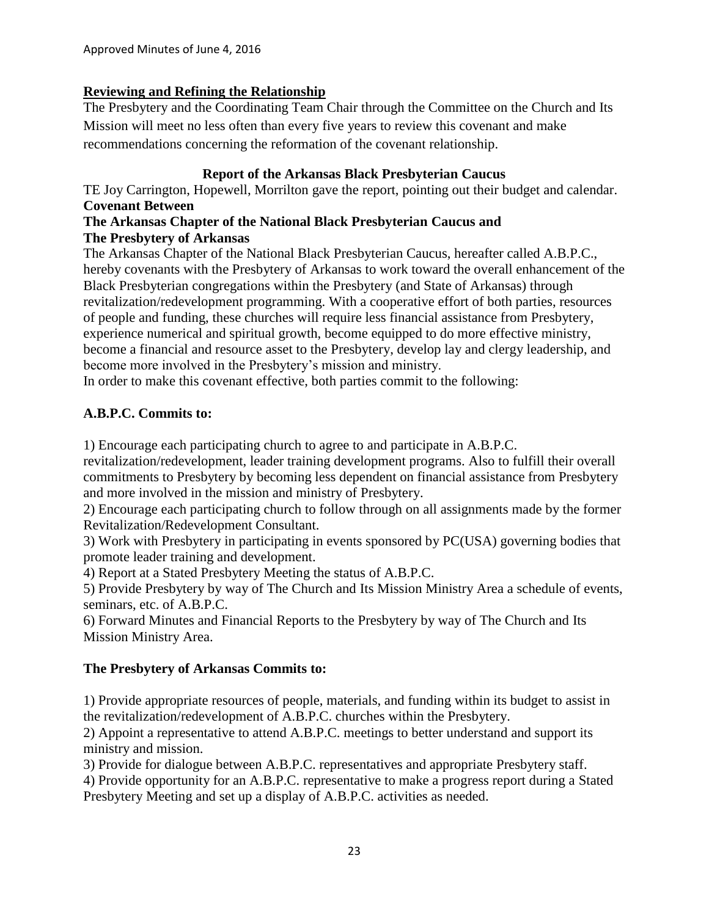## Reviewing and Refining the Relationship

The Presbytery and the Coordinating Team Chair through the Committee on the Church and Its Mission will meet no less often than every five years to review this covenant and make recommendations concerning the reformation of the covenant relationship.

### Report of the Arkansas Black Presbyterian Caucus

TE Joy Carrington, Hopewell, Morrilton gave the report, pointing out their budget and calendar.

**Covenant Between**
**The Arkansas Chapter of the National Black Presbyterian Caucus and**
**The Presbytery of Arkansas**

The Arkansas Chapter of the National Black Presbyterian Caucus, hereafter called A.B.P.C., hereby covenants with the Presbytery of Arkansas to work toward the overall enhancement of the Black Presbyterian congregations within the Presbytery (and State of Arkansas) through revitalization/redevelopment programming. With a cooperative effort of both parties, resources of people and funding, these churches will require less financial assistance from Presbytery, experience numerical and spiritual growth, become equipped to do more effective ministry, become a financial and resource asset to the Presbytery, develop lay and clergy leadership, and become more involved in the Presbytery's mission and ministry.

In order to make this covenant effective, both parties commit to the following:

**A.B.P.C. Commits to:**

1) Encourage each participating church to agree to and participate in A.B.P.C. revitalization/redevelopment, leader training development programs. Also to fulfill their overall commitments to Presbytery by becoming less dependent on financial assistance from Presbytery and more involved in the mission and ministry of Presbytery.
2) Encourage each participating church to follow through on all assignments made by the former Revitalization/Redevelopment Consultant.
3) Work with Presbytery in participating in events sponsored by PC(USA) governing bodies that promote leader training and development.
4) Report at a Stated Presbytery Meeting the status of A.B.P.C.
5) Provide Presbytery by way of The Church and Its Mission Ministry Area a schedule of events, seminars, etc. of A.B.P.C.
6) Forward Minutes and Financial Reports to the Presbytery by way of The Church and Its Mission Ministry Area.

**The Presbytery of Arkansas Commits to:**

1) Provide appropriate resources of people, materials, and funding within its budget to assist in the revitalization/redevelopment of A.B.P.C. churches within the Presbytery.
2) Appoint a representative to attend A.B.P.C. meetings to better understand and support its ministry and mission.
3) Provide for dialogue between A.B.P.C. representatives and appropriate Presbytery staff.
4) Provide opportunity for an A.B.P.C. representative to make a progress report during a Stated Presbytery Meeting and set up a display of A.B.P.C. activities as needed.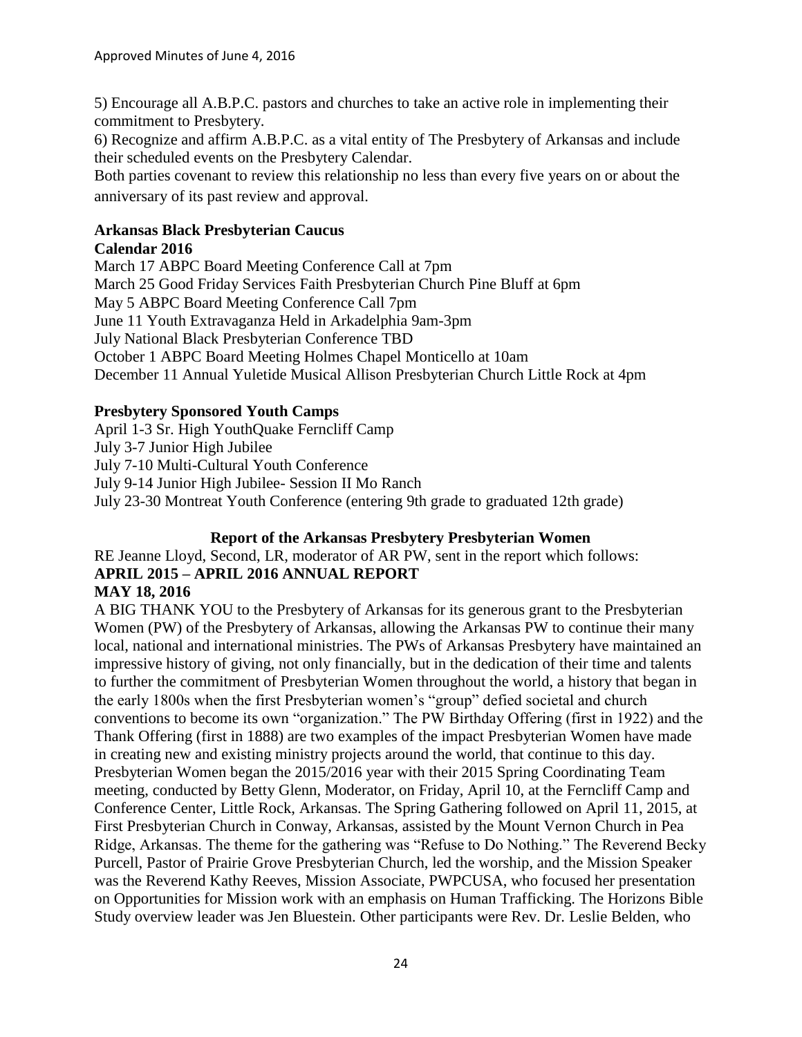5) Encourage all A.B.P.C. pastors and churches to take an active role in implementing their commitment to Presbytery.

6) Recognize and affirm A.B.P.C. as a vital entity of The Presbytery of Arkansas and include their scheduled events on the Presbytery Calendar.

Both parties covenant to review this relationship no less than every five years on or about the anniversary of its past review and approval.

**Arkansas Black Presbyterian Caucus**
**Calendar 2016**

March 17 ABPC Board Meeting Conference Call at 7pm
March 25 Good Friday Services Faith Presbyterian Church Pine Bluff at 6pm
May 5 ABPC Board Meeting Conference Call 7pm
June 11 Youth Extravaganza Held in Arkadelphia 9am-3pm
July National Black Presbyterian Conference TBD
October 1 ABPC Board Meeting Holmes Chapel Monticello at 10am
December 11 Annual Yuletide Musical Allison Presbyterian Church Little Rock at 4pm

**Presbytery Sponsored Youth Camps**

April 1-3 Sr. High YouthQuake Ferncliff Camp
July 3-7 Junior High Jubilee
July 7-10 Multi-Cultural Youth Conference
July 9-14 Junior High Jubilee- Session II Mo Ranch
July 23-30 Montreat Youth Conference (entering 9th grade to graduated 12th grade)

**Report of the Arkansas Presbytery Presbyterian Women**

RE Jeanne Lloyd, Second, LR, moderator of AR PW, sent in the report which follows:

**APRIL 2015 – APRIL 2016 ANNUAL REPORT**
**MAY 18, 2016**

A BIG THANK YOU to the Presbytery of Arkansas for its generous grant to the Presbyterian Women (PW) of the Presbytery of Arkansas, allowing the Arkansas PW to continue their many local, national and international ministries. The PWs of Arkansas Presbytery have maintained an impressive history of giving, not only financially, but in the dedication of their time and talents to further the commitment of Presbyterian Women throughout the world, a history that began in the early 1800s when the first Presbyterian women's "group" defied societal and church conventions to become its own "organization." The PW Birthday Offering (first in 1922) and the Thank Offering (first in 1888) are two examples of the impact Presbyterian Women have made in creating new and existing ministry projects around the world, that continue to this day. Presbyterian Women began the 2015/2016 year with their 2015 Spring Coordinating Team meeting, conducted by Betty Glenn, Moderator, on Friday, April 10, at the Ferncliff Camp and Conference Center, Little Rock, Arkansas. The Spring Gathering followed on April 11, 2015, at First Presbyterian Church in Conway, Arkansas, assisted by the Mount Vernon Church in Pea Ridge, Arkansas. The theme for the gathering was "Refuse to Do Nothing." The Reverend Becky Purcell, Pastor of Prairie Grove Presbyterian Church, led the worship, and the Mission Speaker was the Reverend Kathy Reeves, Mission Associate, PWPCUSA, who focused her presentation on Opportunities for Mission work with an emphasis on Human Trafficking. The Horizons Bible Study overview leader was Jen Bluestein. Other participants were Rev. Dr. Leslie Belden, who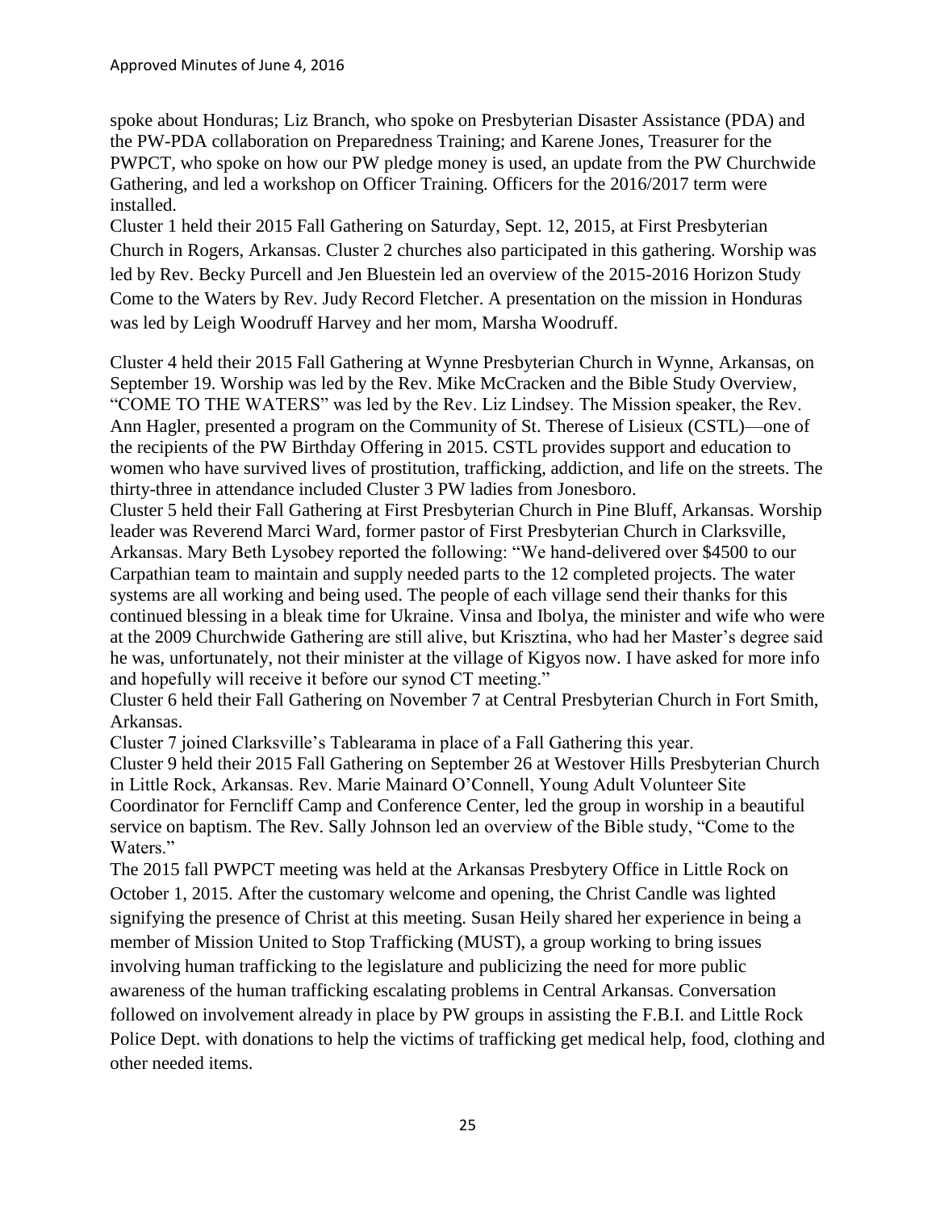spoke about Honduras; Liz Branch, who spoke on Presbyterian Disaster Assistance (PDA) and the PW-PDA collaboration on Preparedness Training; and Karene Jones, Treasurer for the PWPCT, who spoke on how our PW pledge money is used, an update from the PW Churchwide Gathering, and led a workshop on Officer Training. Officers for the 2016/2017 term were installed.

Cluster 1 held their 2015 Fall Gathering on Saturday, Sept. 12, 2015, at First Presbyterian Church in Rogers, Arkansas. Cluster 2 churches also participated in this gathering. Worship was led by Rev. Becky Purcell and Jen Bluestein led an overview of the 2015-2016 Horizon Study Come to the Waters by Rev. Judy Record Fletcher. A presentation on the mission in Honduras was led by Leigh Woodruff Harvey and her mom, Marsha Woodruff.

Cluster 4 held their 2015 Fall Gathering at Wynne Presbyterian Church in Wynne, Arkansas, on September 19. Worship was led by the Rev. Mike McCracken and the Bible Study Overview, "COME TO THE WATERS" was led by the Rev. Liz Lindsey. The Mission speaker, the Rev. Ann Hagler, presented a program on the Community of St. Therese of Lisieux (CSTL)—one of the recipients of the PW Birthday Offering in 2015. CSTL provides support and education to women who have survived lives of prostitution, trafficking, addiction, and life on the streets. The thirty-three in attendance included Cluster 3 PW ladies from Jonesboro.

Cluster 5 held their Fall Gathering at First Presbyterian Church in Pine Bluff, Arkansas. Worship leader was Reverend Marci Ward, former pastor of First Presbyterian Church in Clarksville, Arkansas. Mary Beth Lysobey reported the following: "We hand-delivered over $4500 to our Carpathian team to maintain and supply needed parts to the 12 completed projects. The water systems are all working and being used. The people of each village send their thanks for this continued blessing in a bleak time for Ukraine. Vinsa and Ibolya, the minister and wife who were at the 2009 Churchwide Gathering are still alive, but Krisztina, who had her Master's degree said he was, unfortunately, not their minister at the village of Kigyos now. I have asked for more info and hopefully will receive it before our synod CT meeting."

Cluster 6 held their Fall Gathering on November 7 at Central Presbyterian Church in Fort Smith, Arkansas.

Cluster 7 joined Clarksville's Tablearama in place of a Fall Gathering this year.

Cluster 9 held their 2015 Fall Gathering on September 26 at Westover Hills Presbyterian Church in Little Rock, Arkansas. Rev. Marie Mainard O'Connell, Young Adult Volunteer Site Coordinator for Ferncliff Camp and Conference Center, led the group in worship in a beautiful service on baptism. The Rev. Sally Johnson led an overview of the Bible study, "Come to the Waters."

The 2015 fall PWPCT meeting was held at the Arkansas Presbytery Office in Little Rock on October 1, 2015. After the customary welcome and opening, the Christ Candle was lighted signifying the presence of Christ at this meeting. Susan Heily shared her experience in being a member of Mission United to Stop Trafficking (MUST), a group working to bring issues involving human trafficking to the legislature and publicizing the need for more public awareness of the human trafficking escalating problems in Central Arkansas. Conversation followed on involvement already in place by PW groups in assisting the F.B.I. and Little Rock Police Dept. with donations to help the victims of trafficking get medical help, food, clothing and other needed items.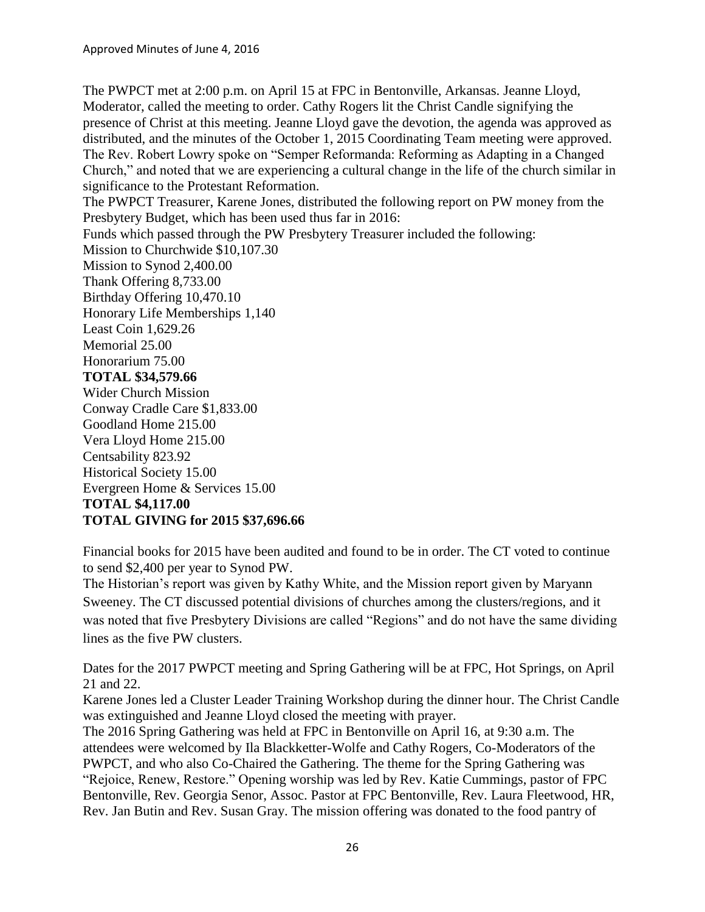The PWPCT met at 2:00 p.m. on April 15 at FPC in Bentonville, Arkansas. Jeanne Lloyd, Moderator, called the meeting to order. Cathy Rogers lit the Christ Candle signifying the presence of Christ at this meeting. Jeanne Lloyd gave the devotion, the agenda was approved as distributed, and the minutes of the October 1, 2015 Coordinating Team meeting were approved. The Rev. Robert Lowry spoke on "Semper Reformanda: Reforming as Adapting in a Changed Church," and noted that we are experiencing a cultural change in the life of the church similar in significance to the Protestant Reformation.

The PWPCT Treasurer, Karene Jones, distributed the following report on PW money from the Presbytery Budget, which has been used thus far in 2016:

Funds which passed through the PW Presbytery Treasurer included the following:

Mission to Churchwide $10,107.30
Mission to Synod 2,400.00
Thank Offering 8,733.00
Birthday Offering 10,470.10
Honorary Life Memberships 1,140
Least Coin 1,629.26
Memorial 25.00
Honorarium 75.00
**TOTAL $34,579.66**

Wider Church Mission
Conway Cradle Care $1,833.00
Goodland Home 215.00
Vera Lloyd Home 215.00
Centsability 823.92
Historical Society 15.00
Evergreen Home & Services 15.00
**TOTAL $4,117.00**
**TOTAL GIVING for 2015 $37,696.66**

Financial books for 2015 have been audited and found to be in order. The CT voted to continue to send $2,400 per year to Synod PW.

The Historian's report was given by Kathy White, and the Mission report given by Maryann Sweeney. The CT discussed potential divisions of churches among the clusters/regions, and it was noted that five Presbytery Divisions are called "Regions" and do not have the same dividing lines as the five PW clusters.

Dates for the 2017 PWPCT meeting and Spring Gathering will be at FPC, Hot Springs, on April 21 and 22.

Karene Jones led a Cluster Leader Training Workshop during the dinner hour. The Christ Candle was extinguished and Jeanne Lloyd closed the meeting with prayer.

The 2016 Spring Gathering was held at FPC in Bentonville on April 16, at 9:30 a.m. The attendees were welcomed by Ila Blackketter-Wolfe and Cathy Rogers, Co-Moderators of the PWPCT, and who also Co-Chaired the Gathering. The theme for the Spring Gathering was "Rejoice, Renew, Restore." Opening worship was led by Rev. Katie Cummings, pastor of FPC Bentonville, Rev. Georgia Senor, Assoc. Pastor at FPC Bentonville, Rev. Laura Fleetwood, HR, Rev. Jan Butin and Rev. Susan Gray. The mission offering was donated to the food pantry of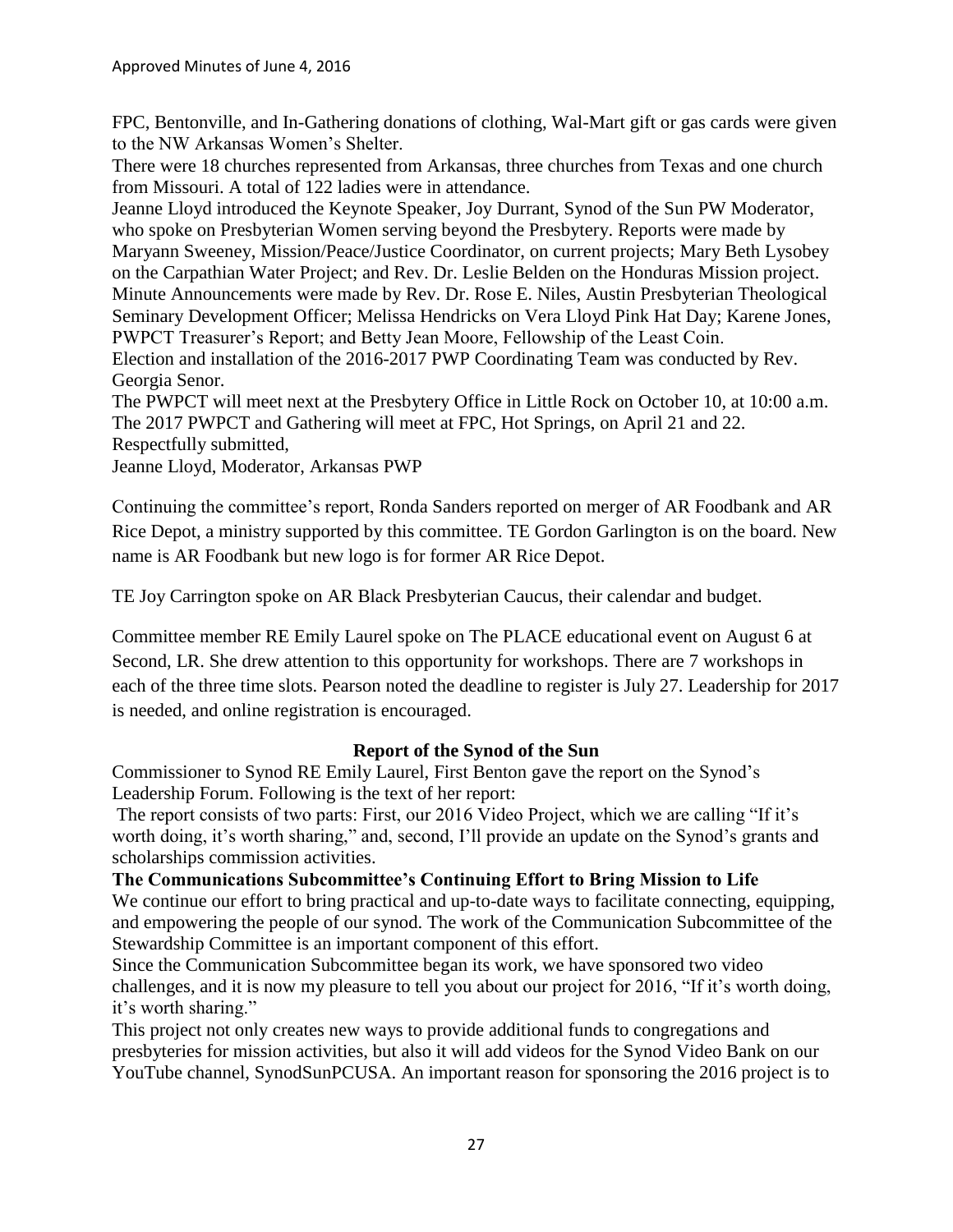FPC, Bentonville, and In-Gathering donations of clothing, Wal-Mart gift or gas cards were given to the NW Arkansas Women's Shelter.

There were 18 churches represented from Arkansas, three churches from Texas and one church from Missouri. A total of 122 ladies were in attendance.

Jeanne Lloyd introduced the Keynote Speaker, Joy Durrant, Synod of the Sun PW Moderator, who spoke on Presbyterian Women serving beyond the Presbytery. Reports were made by Maryann Sweeney, Mission/Peace/Justice Coordinator, on current projects; Mary Beth Lysobey on the Carpathian Water Project; and Rev. Dr. Leslie Belden on the Honduras Mission project. Minute Announcements were made by Rev. Dr. Rose E. Niles, Austin Presbyterian Theological Seminary Development Officer; Melissa Hendricks on Vera Lloyd Pink Hat Day; Karene Jones, PWPCT Treasurer's Report; and Betty Jean Moore, Fellowship of the Least Coin.

Election and installation of the 2016-2017 PWP Coordinating Team was conducted by Rev. Georgia Senor.

The PWPCT will meet next at the Presbytery Office in Little Rock on October 10, at 10:00 a.m. The 2017 PWPCT and Gathering will meet at FPC, Hot Springs, on April 21 and 22.

Respectfully submitted,

Jeanne Lloyd, Moderator, Arkansas PWP

Continuing the committee's report, Ronda Sanders reported on merger of AR Foodbank and AR Rice Depot, a ministry supported by this committee. TE Gordon Garlington is on the board. New name is AR Foodbank but new logo is for former AR Rice Depot.

TE Joy Carrington spoke on AR Black Presbyterian Caucus, their calendar and budget.

Committee member RE Emily Laurel spoke on The PLACE educational event on August 6 at Second, LR. She drew attention to this opportunity for workshops. There are 7 workshops in each of the three time slots. Pearson noted the deadline to register is July 27. Leadership for 2017 is needed, and online registration is encouraged.

## Report of the Synod of the Sun

Commissioner to Synod RE Emily Laurel, First Benton gave the report on the Synod's Leadership Forum. Following is the text of her report:

The report consists of two parts: First, our 2016 Video Project, which we are calling "If it's worth doing, it's worth sharing," and, second, I'll provide an update on the Synod's grants and scholarships commission activities.

**The Communications Subcommittee's Continuing Effort to Bring Mission to Life**

We continue our effort to bring practical and up-to-date ways to facilitate connecting, equipping, and empowering the people of our synod. The work of the Communication Subcommittee of the Stewardship Committee is an important component of this effort.

Since the Communication Subcommittee began its work, we have sponsored two video challenges, and it is now my pleasure to tell you about our project for 2016, "If it's worth doing, it's worth sharing."

This project not only creates new ways to provide additional funds to congregations and presbyteries for mission activities, but also it will add videos for the Synod Video Bank on our YouTube channel, SynodSunPCUSA. An important reason for sponsoring the 2016 project is to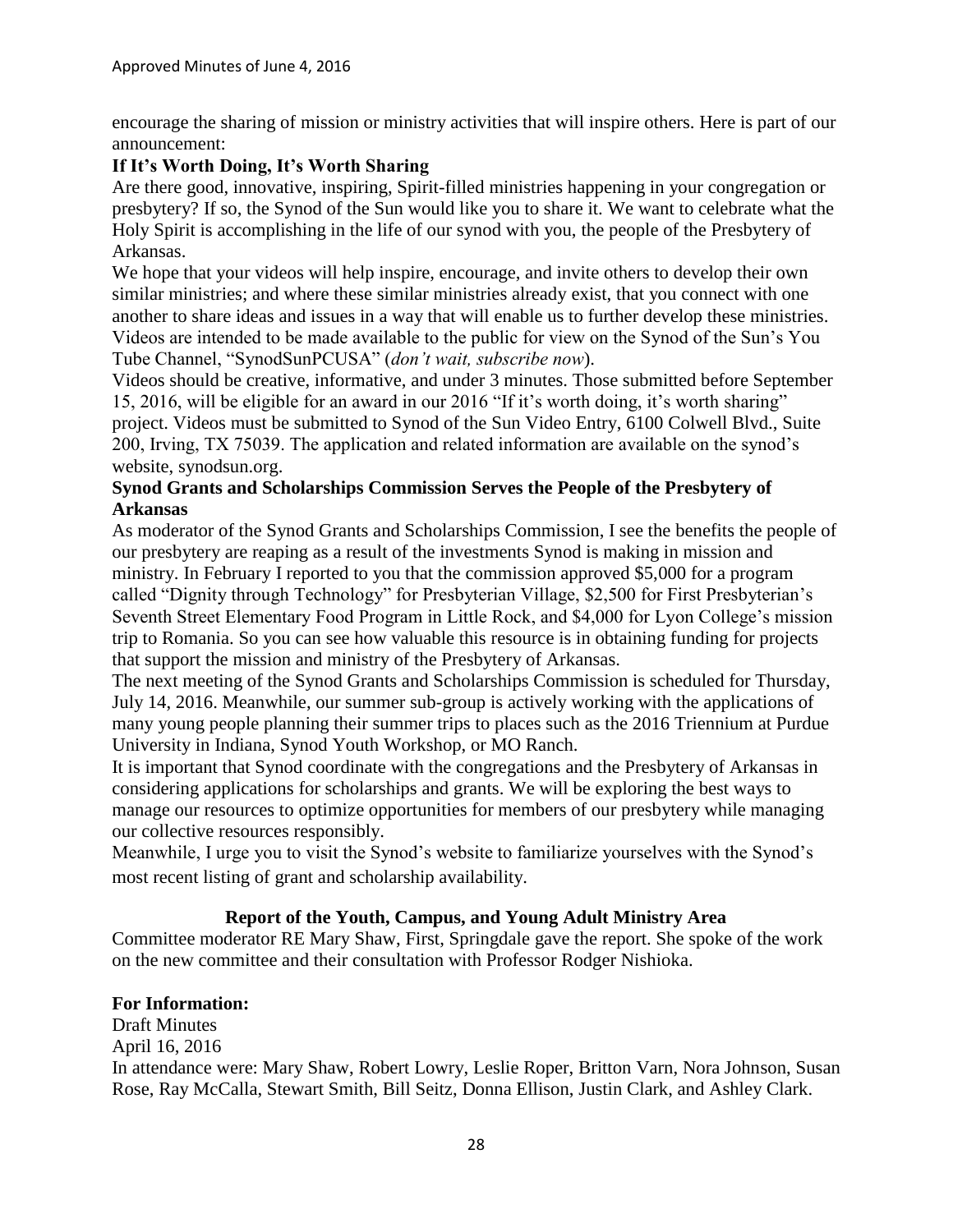encourage the sharing of mission or ministry activities that will inspire others. Here is part of our announcement:

**If It's Worth Doing, It's Worth Sharing**

Are there good, innovative, inspiring, Spirit-filled ministries happening in your congregation or presbytery? If so, the Synod of the Sun would like you to share it. We want to celebrate what the Holy Spirit is accomplishing in the life of our synod with you, the people of the Presbytery of Arkansas.

We hope that your videos will help inspire, encourage, and invite others to develop their own similar ministries; and where these similar ministries already exist, that you connect with one another to share ideas and issues in a way that will enable us to further develop these ministries. Videos are intended to be made available to the public for view on the Synod of the Sun's You Tube Channel, "SynodSunPCUSA" (*don't wait, subscribe now*).

Videos should be creative, informative, and under 3 minutes. Those submitted before September 15, 2016, will be eligible for an award in our 2016 "If it's worth doing, it's worth sharing" project. Videos must be submitted to Synod of the Sun Video Entry, 6100 Colwell Blvd., Suite 200, Irving, TX 75039. The application and related information are available on the synod's website, synodsun.org.

**Synod Grants and Scholarships Commission Serves the People of the Presbytery of Arkansas**

As moderator of the Synod Grants and Scholarships Commission, I see the benefits the people of our presbytery are reaping as a result of the investments Synod is making in mission and ministry. In February I reported to you that the commission approved $5,000 for a program called "Dignity through Technology" for Presbyterian Village, $2,500 for First Presbyterian's Seventh Street Elementary Food Program in Little Rock, and $4,000 for Lyon College's mission trip to Romania. So you can see how valuable this resource is in obtaining funding for projects that support the mission and ministry of the Presbytery of Arkansas.

The next meeting of the Synod Grants and Scholarships Commission is scheduled for Thursday, July 14, 2016. Meanwhile, our summer sub-group is actively working with the applications of many young people planning their summer trips to places such as the 2016 Triennium at Purdue University in Indiana, Synod Youth Workshop, or MO Ranch.

It is important that Synod coordinate with the congregations and the Presbytery of Arkansas in considering applications for scholarships and grants. We will be exploring the best ways to manage our resources to optimize opportunities for members of our presbytery while managing our collective resources responsibly.

Meanwhile, I urge you to visit the Synod's website to familiarize yourselves with the Synod's most recent listing of grant and scholarship availability.

## Report of the Youth, Campus, and Young Adult Ministry Area

Committee moderator RE Mary Shaw, First, Springdale gave the report. She spoke of the work on the new committee and their consultation with Professor Rodger Nishioka.

**For Information:**

Draft Minutes
April 16, 2016
In attendance were: Mary Shaw, Robert Lowry, Leslie Roper, Britton Varn, Nora Johnson, Susan Rose, Ray McCalla, Stewart Smith, Bill Seitz, Donna Ellison, Justin Clark, and Ashley Clark.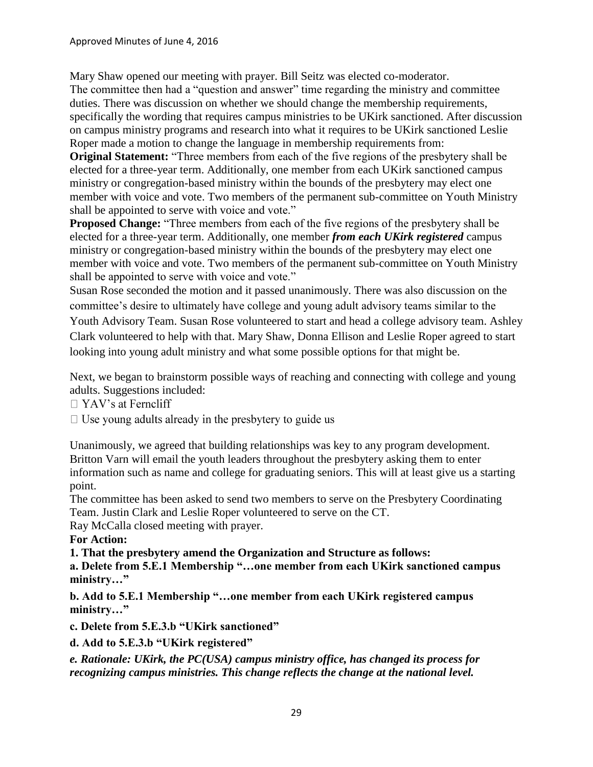Approved Minutes of June 4, 2016

Mary Shaw opened our meeting with prayer. Bill Seitz was elected co-moderator.
The committee then had a "question and answer" time regarding the ministry and committee duties. There was discussion on whether we should change the membership requirements, specifically the wording that requires campus ministries to be UKirk sanctioned. After discussion on campus ministry programs and research into what it requires to be UKirk sanctioned Leslie Roper made a motion to change the language in membership requirements from:

**Original Statement:** "Three members from each of the five regions of the presbytery shall be elected for a three-year term. Additionally, one member from each UKirk sanctioned campus ministry or congregation-based ministry within the bounds of the presbytery may elect one member with voice and vote. Two members of the permanent sub-committee on Youth Ministry shall be appointed to serve with voice and vote."

**Proposed Change:** "Three members from each of the five regions of the presbytery shall be elected for a three-year term. Additionally, one member ***from each UKirk registered*** campus ministry or congregation-based ministry within the bounds of the presbytery may elect one member with voice and vote. Two members of the permanent sub-committee on Youth Ministry shall be appointed to serve with voice and vote."

Susan Rose seconded the motion and it passed unanimously. There was also discussion on the committee's desire to ultimately have college and young adult advisory teams similar to the Youth Advisory Team. Susan Rose volunteered to start and head a college advisory team. Ashley Clark volunteered to help with that. Mary Shaw, Donna Ellison and Leslie Roper agreed to start looking into young adult ministry and what some possible options for that might be.

Next, we began to brainstorm possible ways of reaching and connecting with college and young adults. Suggestions included:

- YAV's at Ferncliff
- Use young adults already in the presbytery to guide us

Unanimously, we agreed that building relationships was key to any program development. Britton Varn will email the youth leaders throughout the presbytery asking them to enter information such as name and college for graduating seniors. This will at least give us a starting point.

The committee has been asked to send two members to serve on the Presbytery Coordinating Team. Justin Clark and Leslie Roper volunteered to serve on the CT.

Ray McCalla closed meeting with prayer.

**For Action:**

**1. That the presbytery amend the Organization and Structure as follows:**

**a. Delete from 5.E.1 Membership "…one member from each UKirk sanctioned campus ministry…"**

**b. Add to 5.E.1 Membership "…one member from each UKirk registered campus ministry…"**

**c. Delete from 5.E.3.b "UKirk sanctioned"**

**d. Add to 5.E.3.b "UKirk registered"**

***e. Rationale: UKirk, the PC(USA) campus ministry office, has changed its process for recognizing campus ministries. This change reflects the change at the national level.***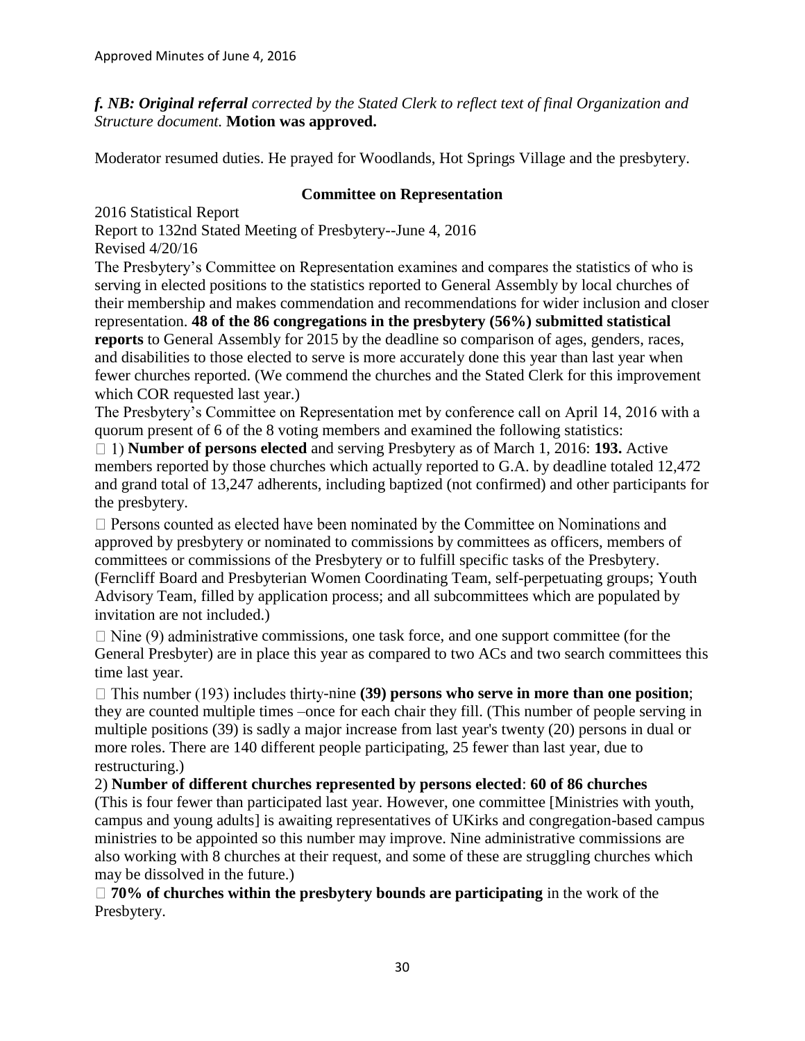*f. NB: **Original referral** corrected by the Stated Clerk to reflect text of final Organization and Structure document.* **Motion was approved.**

Moderator resumed duties. He prayed for Woodlands, Hot Springs Village and the presbytery.

### Committee on Representation

2016 Statistical Report

Report to 132nd Stated Meeting of Presbytery--June 4, 2016

Revised 4/20/16

The Presbytery's Committee on Representation examines and compares the statistics of who is serving in elected positions to the statistics reported to General Assembly by local churches of their membership and makes commendation and recommendations for wider inclusion and closer representation. **48 of the 86 congregations in the presbytery (56%) submitted statistical reports** to General Assembly for 2015 by the deadline so comparison of ages, genders, races, and disabilities to those elected to serve is more accurately done this year than last year when fewer churches reported. (We commend the churches and the Stated Clerk for this improvement which COR requested last year.)

The Presbytery's Committee on Representation met by conference call on April 14, 2016 with a quorum present of 6 of the 8 voting members and examined the following statistics:

- 1) **Number of persons elected** and serving Presbytery as of March 1, 2016: **193.** Active members reported by those churches which actually reported to G.A. by deadline totaled 12,472 and grand total of 13,247 adherents, including baptized (not confirmed) and other participants for the presbytery.
- Persons counted as elected have been nominated by the Committee on Nominations and approved by presbytery or nominated to commissions by committees as officers, members of committees or commissions of the Presbytery or to fulfill specific tasks of the Presbytery. (Ferncliff Board and Presbyterian Women Coordinating Team, self-perpetuating groups; Youth Advisory Team, filled by application process; and all subcommittees which are populated by invitation are not included.)
- Nine (9) administrative commissions, one task force, and one support committee (for the General Presbyter) are in place this year as compared to two ACs and two search committees this time last year.
- This number (193) includes thirty-nine **(39) persons who serve in more than one position**; they are counted multiple times –once for each chair they fill. (This number of people serving in multiple positions (39) is sadly a major increase from last year's twenty (20) persons in dual or more roles. There are 140 different people participating, 25 fewer than last year, due to restructuring.)

2) **Number of different churches represented by persons elected**: **60 of 86 churches** (This is four fewer than participated last year. However, one committee [Ministries with youth, campus and young adults] is awaiting representatives of UKirks and congregation-based campus ministries to be appointed so this number may improve. Nine administrative commissions are also working with 8 churches at their request, and some of these are struggling churches which may be dissolved in the future.)

- **70% of churches within the presbytery bounds are participating** in the work of the Presbytery.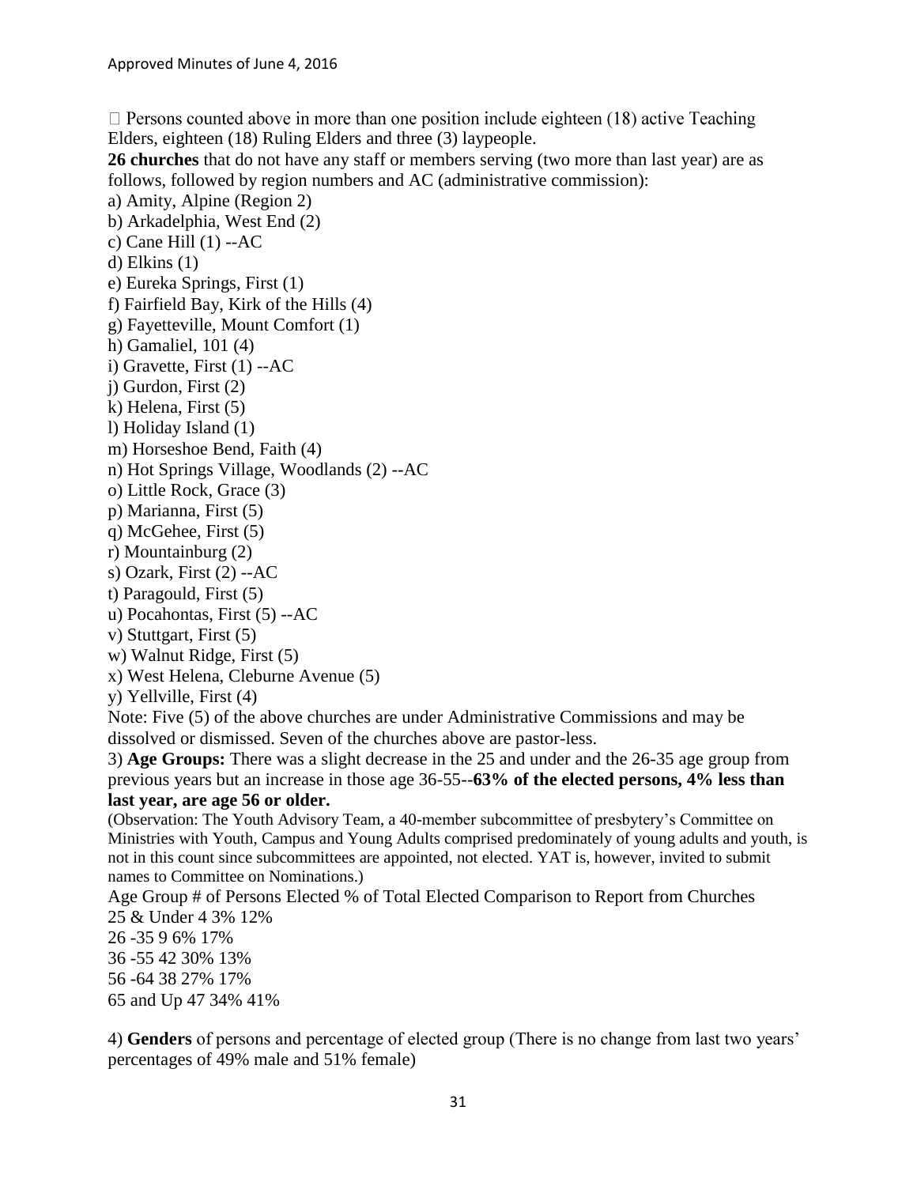Persons counted above in more than one position include eighteen (18) active Teaching Elders, eighteen (18) Ruling Elders and three (3) laypeople.

**26 churches** that do not have any staff or members serving (two more than last year) are as follows, followed by region numbers and AC (administrative commission):

a) Amity, Alpine (Region 2)
b) Arkadelphia, West End (2)
c) Cane Hill (1) --AC
d) Elkins (1)
e) Eureka Springs, First (1)
f) Fairfield Bay, Kirk of the Hills (4)
g) Fayetteville, Mount Comfort (1)
h) Gamaliel, 101 (4)
i) Gravette, First (1) --AC
j) Gurdon, First (2)
k) Helena, First (5)
l) Holiday Island (1)
m) Horseshoe Bend, Faith (4)
n) Hot Springs Village, Woodlands (2) --AC
o) Little Rock, Grace (3)
p) Marianna, First (5)
q) McGehee, First (5)
r) Mountainburg (2)
s) Ozark, First (2) --AC
t) Paragould, First (5)
u) Pocahontas, First (5) --AC
v) Stuttgart, First (5)
w) Walnut Ridge, First (5)
x) West Helena, Cleburne Avenue (5)
y) Yellville, First (4)

Note: Five (5) of the above churches are under Administrative Commissions and may be dissolved or dismissed. Seven of the churches above are pastor-less.

3) **Age Groups:** There was a slight decrease in the 25 and under and the 26-35 age group from previous years but an increase in those age 36-55--**63% of the elected persons, 4% less than last year, are age 56 or older.**

(Observation: The Youth Advisory Team, a 40-member subcommittee of presbytery's Committee on Ministries with Youth, Campus and Young Adults comprised predominately of young adults and youth, is not in this count since subcommittees are appointed, not elected. YAT is, however, invited to submit names to Committee on Nominations.)

| Age Group | # of Persons Elected | % of Total Elected | Comparison to Report from Churches |
|---|---|---|---|
| 25 & Under | 4 | 3% | 12% |
| 26 -35 | 9 | 6% | 17% |
| 36 -55 | 42 | 30% | 13% |
| 56 -64 | 38 | 27% | 17% |
| 65 and Up | 47 | 34% | 41% |

4) **Genders** of persons and percentage of elected group (There is no change from last two years' percentages of 49% male and 51% female)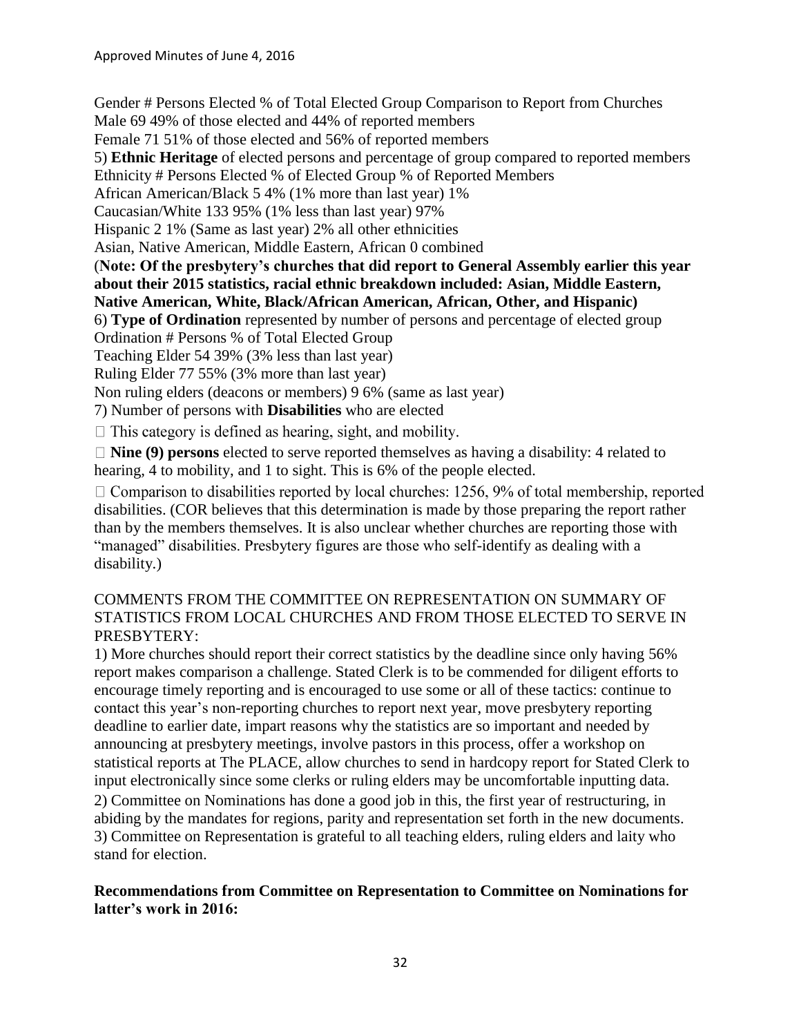Gender # Persons Elected % of Total Elected Group Comparison to Report from Churches
Male 69 49% of those elected and 44% of reported members
Female 71 51% of those elected and 56% of reported members

5) **Ethnic Heritage** of elected persons and percentage of group compared to reported members
Ethnicity # Persons Elected % of Elected Group % of Reported Members
African American/Black 5 4% (1% more than last year) 1%
Caucasian/White 133 95% (1% less than last year) 97%
Hispanic 2 1% (Same as last year) 2% all other ethnicities
Asian, Native American, Middle Eastern, African 0 combined
(**Note: Of the presbytery's churches that did report to General Assembly earlier this year about their 2015 statistics, racial ethnic breakdown included: Asian, Middle Eastern, Native American, White, Black/African American, African, Other, and Hispanic)**

6) **Type of Ordination** represented by number of persons and percentage of elected group
Ordination # Persons % of Total Elected Group
Teaching Elder 54 39% (3% less than last year)
Ruling Elder 77 55% (3% more than last year)
Non ruling elders (deacons or members) 9 6% (same as last year)

7) Number of persons with **Disabilities** who are elected

- This category is defined as hearing, sight, and mobility.
- **Nine (9) persons** elected to serve reported themselves as having a disability: 4 related to hearing, 4 to mobility, and 1 to sight. This is 6% of the people elected.
- Comparison to disabilities reported by local churches: 1256, 9% of total membership, reported disabilities. (COR believes that this determination is made by those preparing the report rather than by the members themselves. It is also unclear whether churches are reporting those with "managed" disabilities. Presbytery figures are those who self-identify as dealing with a disability.)

COMMENTS FROM THE COMMITTEE ON REPRESENTATION ON SUMMARY OF STATISTICS FROM LOCAL CHURCHES AND FROM THOSE ELECTED TO SERVE IN PRESBYTERY:

1) More churches should report their correct statistics by the deadline since only having 56% report makes comparison a challenge. Stated Clerk is to be commended for diligent efforts to encourage timely reporting and is encouraged to use some or all of these tactics: continue to contact this year's non-reporting churches to report next year, move presbytery reporting deadline to earlier date, impart reasons why the statistics are so important and needed by announcing at presbytery meetings, involve pastors in this process, offer a workshop on statistical reports at The PLACE, allow churches to send in hardcopy report for Stated Clerk to input electronically since some clerks or ruling elders may be uncomfortable inputting data.
2) Committee on Nominations has done a good job in this, the first year of restructuring, in abiding by the mandates for regions, parity and representation set forth in the new documents.
3) Committee on Representation is grateful to all teaching elders, ruling elders and laity who stand for election.

**Recommendations from Committee on Representation to Committee on Nominations for latter's work in 2016:**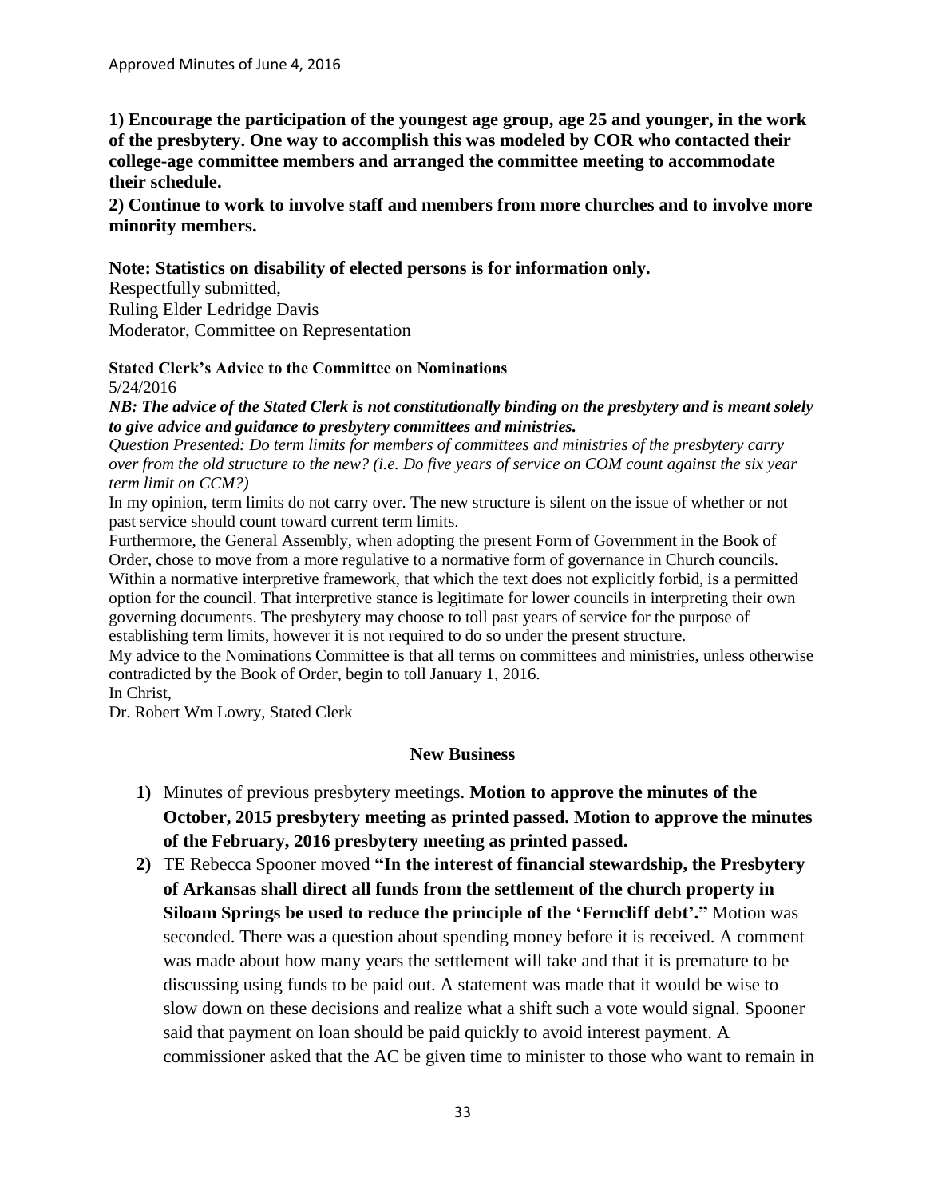**1) Encourage the participation of the youngest age group, age 25 and younger, in the work of the presbytery. One way to accomplish this was modeled by COR who contacted their college-age committee members and arranged the committee meeting to accommodate their schedule.**

**2) Continue to work to involve staff and members from more churches and to involve more minority members.**

**Note: Statistics on disability of elected persons is for information only.**

Respectfully submitted,
Ruling Elder Ledridge Davis
Moderator, Committee on Representation

**Stated Clerk's Advice to the Committee on Nominations**

5/24/2016

***NB: The advice of the Stated Clerk is not constitutionally binding on the presbytery and is meant solely to give advice and guidance to presbytery committees and ministries.***

*Question Presented: Do term limits for members of committees and ministries of the presbytery carry over from the old structure to the new? (i.e. Do five years of service on COM count against the six year term limit on CCM?)*

In my opinion, term limits do not carry over. The new structure is silent on the issue of whether or not past service should count toward current term limits.

Furthermore, the General Assembly, when adopting the present Form of Government in the Book of Order, chose to move from a more regulative to a normative form of governance in Church councils. Within a normative interpretive framework, that which the text does not explicitly forbid, is a permitted option for the council. That interpretive stance is legitimate for lower councils in interpreting their own governing documents. The presbytery may choose to toll past years of service for the purpose of establishing term limits, however it is not required to do so under the present structure.

My advice to the Nominations Committee is that all terms on committees and ministries, unless otherwise contradicted by the Book of Order, begin to toll January 1, 2016.

In Christ,

Dr. Robert Wm Lowry, Stated Clerk

## New Business

1) Minutes of previous presbytery meetings. **Motion to approve the minutes of the October, 2015 presbytery meeting as printed passed. Motion to approve the minutes of the February, 2016 presbytery meeting as printed passed.**
2) TE Rebecca Spooner moved **"In the interest of financial stewardship, the Presbytery of Arkansas shall direct all funds from the settlement of the church property in Siloam Springs be used to reduce the principle of the 'Ferncliff debt'."** Motion was seconded. There was a question about spending money before it is received. A comment was made about how many years the settlement will take and that it is premature to be discussing using funds to be paid out. A statement was made that it would be wise to slow down on these decisions and realize what a shift such a vote would signal. Spooner said that payment on loan should be paid quickly to avoid interest payment. A commissioner asked that the AC be given time to minister to those who want to remain in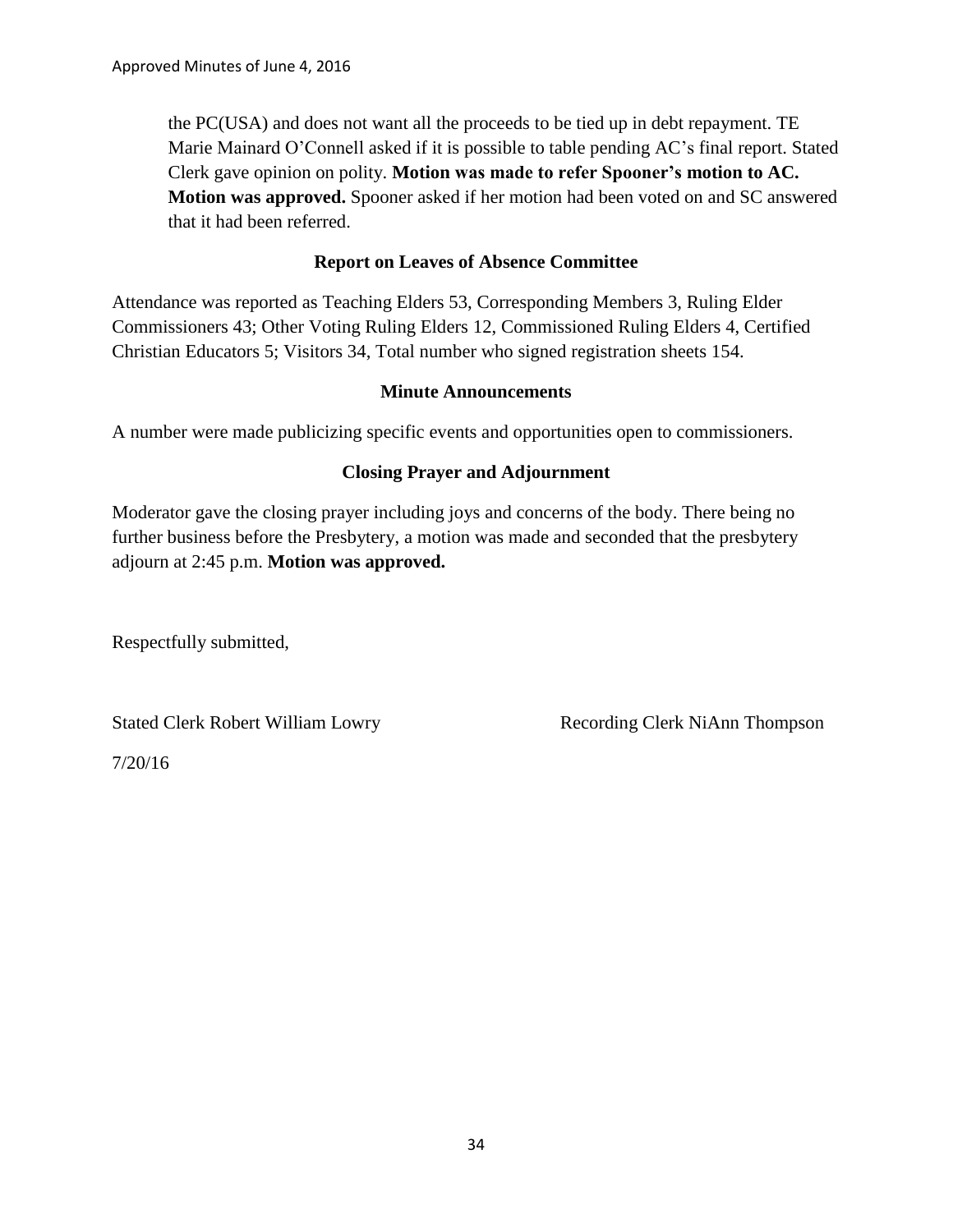the PC(USA) and does not want all the proceeds to be tied up in debt repayment. TE Marie Mainard O'Connell asked if it is possible to table pending AC's final report. Stated Clerk gave opinion on polity. **Motion was made to refer Spooner's motion to AC. Motion was approved.** Spooner asked if her motion had been voted on and SC answered that it had been referred.

### Report on Leaves of Absence Committee

Attendance was reported as Teaching Elders 53, Corresponding Members 3, Ruling Elder Commissioners 43; Other Voting Ruling Elders 12, Commissioned Ruling Elders 4, Certified Christian Educators 5; Visitors 34, Total number who signed registration sheets 154.

### Minute Announcements

A number were made publicizing specific events and opportunities open to commissioners.

### Closing Prayer and Adjournment

Moderator gave the closing prayer including joys and concerns of the body. There being no further business before the Presbytery, a motion was made and seconded that the presbytery adjourn at 2:45 p.m. **Motion was approved.**

Respectfully submitted,

Stated Clerk Robert William Lowry

Recording Clerk NiAnn Thompson

7/20/16